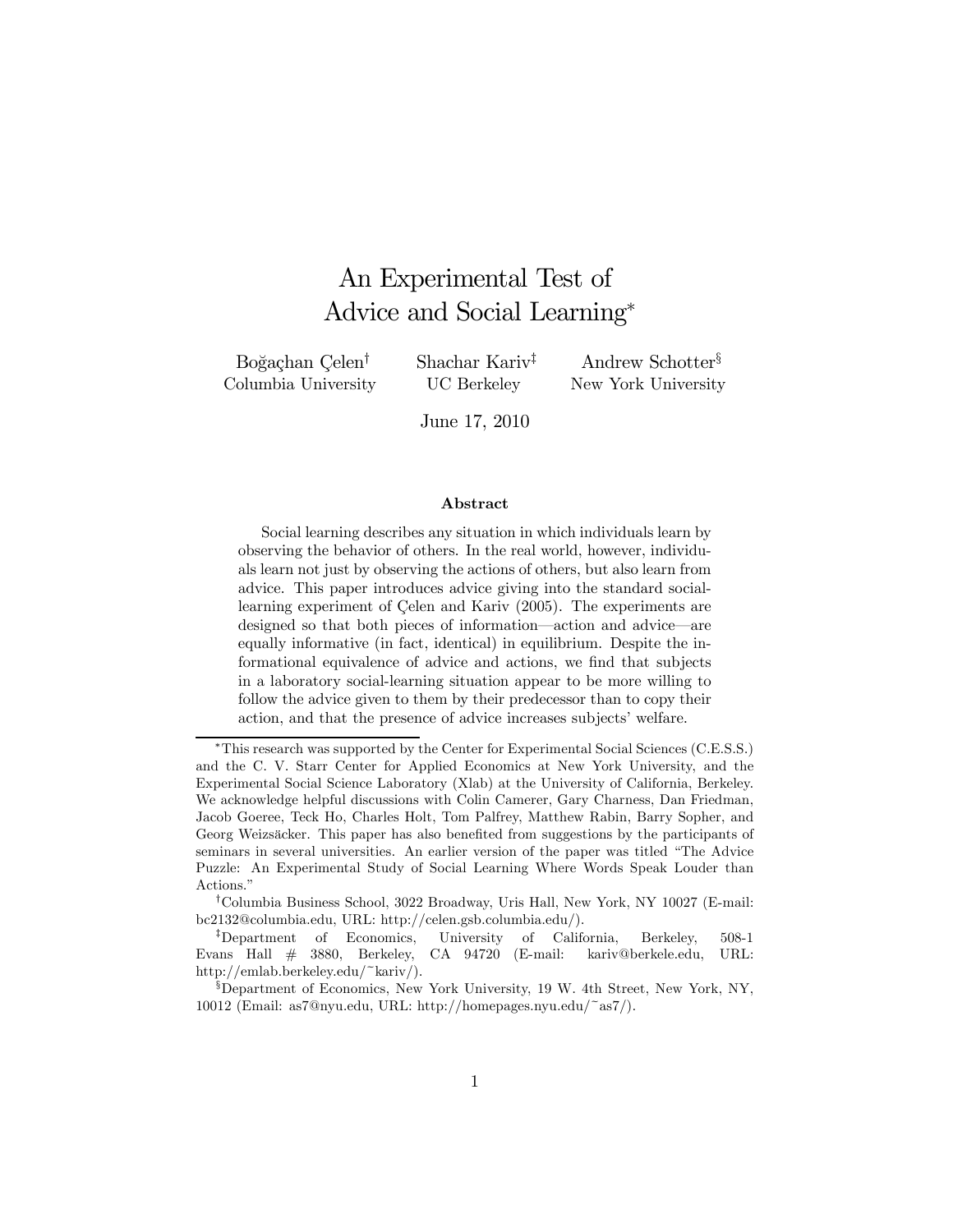# An Experimental Test of Advice and Social Learning[*]

Boğaçhan Çelen[†] — Columbia University

Shachar Kariv[‡] — UC Berkeley

Andrew Schotter[§] — New York University

June 17, 2010

### Abstract

Social learning describes any situation in which individuals learn by observing the behavior of others. In the real world, however, individuals learn not just by observing the actions of others, but also learn from advice. This paper introduces advice giving into the standard social-learning experiment of Çelen and Kariv (2005). The experiments are designed so that both pieces of information—action and advice—are equally informative (in fact, identical) in equilibrium. Despite the informational equivalence of advice and actions, we find that subjects in a laboratory social-learning situation appear to be more willing to follow the advice given to them by their predecessor than to copy their action, and that the presence of advice increases subjects' welfare.

---

[*] This research was supported by the Center for Experimental Social Sciences (C.E.S.S.) and the C. V. Starr Center for Applied Economics at New York University, and the Experimental Social Science Laboratory (Xlab) at the University of California, Berkeley. We acknowledge helpful discussions with Colin Camerer, Gary Charness, Dan Friedman, Jacob Goeree, Teck Ho, Charles Holt, Tom Palfrey, Matthew Rabin, Barry Sopher, and Georg Weizsäcker. This paper has also benefited from suggestions by the participants of seminars in several universities. An earlier version of the paper was titled "The Advice Puzzle: An Experimental Study of Social Learning Where Words Speak Louder than Actions."

[†] Columbia Business School, 3022 Broadway, Uris Hall, New York, NY 10027 (E-mail: bc2132@columbia.edu, URL: http://celen.gsb.columbia.edu/).

[‡] Department of Economics, University of California, Berkeley, 508-1 Evans Hall # 3880, Berkeley, CA 94720 (E-mail: kariv@berkele.edu, URL: http://emlab.berkeley.edu/~kariv/).

[§] Department of Economics, New York University, 19 W. 4th Street, New York, NY, 10012 (Email: as7@nyu.edu, URL: http://homepages.nyu.edu/~as7/).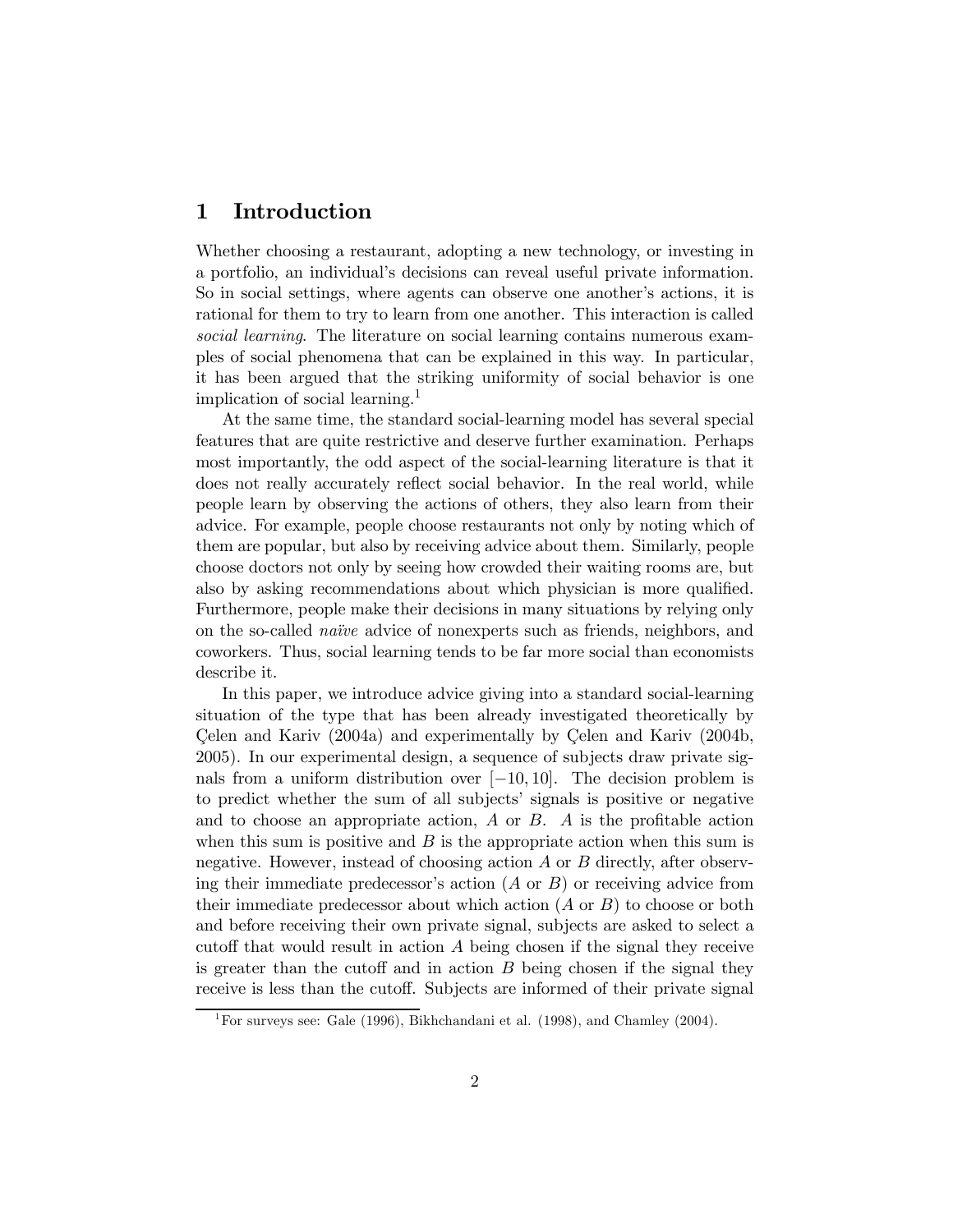# 1 Introduction

Whether choosing a restaurant, adopting a new technology, or investing in a portfolio, an individual's decisions can reveal useful private information. So in social settings, where agents can observe one another's actions, it is rational for them to try to learn from one another. This interaction is called *social learning*. The literature on social learning contains numerous examples of social phenomena that can be explained in this way. In particular, it has been argued that the striking uniformity of social behavior is one implication of social learning.[1]

At the same time, the standard social-learning model has several special features that are quite restrictive and deserve further examination. Perhaps most importantly, the odd aspect of the social-learning literature is that it does not really accurately reflect social behavior. In the real world, while people learn by observing the actions of others, they also learn from their advice. For example, people choose restaurants not only by noting which of them are popular, but also by receiving advice about them. Similarly, people choose doctors not only by seeing how crowded their waiting rooms are, but also by asking recommendations about which physician is more qualified. Furthermore, people make their decisions in many situations by relying only on the so-called *naïve* advice of nonexperts such as friends, neighbors, and coworkers. Thus, social learning tends to be far more social than economists describe it.

In this paper, we introduce advice giving into a standard social-learning situation of the type that has been already investigated theoretically by Çelen and Kariv (2004a) and experimentally by Çelen and Kariv (2004b, 2005). In our experimental design, a sequence of subjects draw private signals from a uniform distribution over $[-10, 10]$. The decision problem is to predict whether the sum of all subjects' signals is positive or negative and to choose an appropriate action, $A$ or $B$. $A$ is the profitable action when this sum is positive and $B$ is the appropriate action when this sum is negative. However, instead of choosing action $A$ or $B$ directly, after observing their immediate predecessor's action ($A$ or $B$) or receiving advice from their immediate predecessor about which action ($A$ or $B$) to choose or both and before receiving their own private signal, subjects are asked to select a cutoff that would result in action $A$ being chosen if the signal they receive is greater than the cutoff and in action $B$ being chosen if the signal they receive is less than the cutoff. Subjects are informed of their private signal

[1] For surveys see: Gale (1996), Bikhchandani et al. (1998), and Chamley (2004).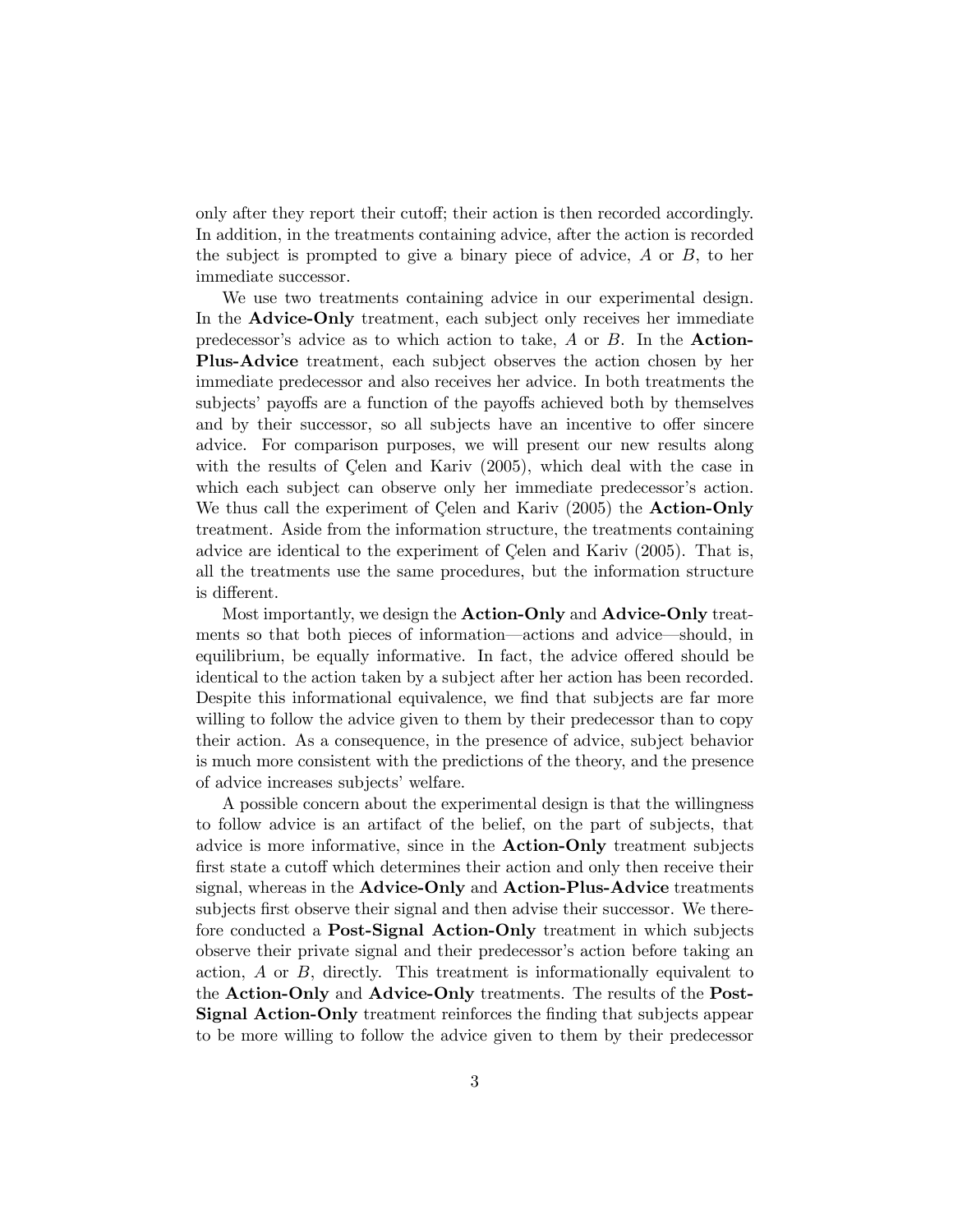only after they report their cutoff; their action is then recorded accordingly. In addition, in the treatments containing advice, after the action is recorded the subject is prompted to give a binary piece of advice, $A$ or $B$, to her immediate successor.

We use two treatments containing advice in our experimental design. In the **Advice-Only** treatment, each subject only receives her immediate predecessor's advice as to which action to take, $A$ or $B$. In the **Action-Plus-Advice** treatment, each subject observes the action chosen by her immediate predecessor and also receives her advice. In both treatments the subjects' payoffs are a function of the payoffs achieved both by themselves and by their successor, so all subjects have an incentive to offer sincere advice. For comparison purposes, we will present our new results along with the results of Çelen and Kariv (2005), which deal with the case in which each subject can observe only her immediate predecessor's action. We thus call the experiment of Çelen and Kariv (2005) the **Action-Only** treatment. Aside from the information structure, the treatments containing advice are identical to the experiment of Çelen and Kariv (2005). That is, all the treatments use the same procedures, but the information structure is different.

Most importantly, we design the **Action-Only** and **Advice-Only** treatments so that both pieces of information—actions and advice—should, in equilibrium, be equally informative. In fact, the advice offered should be identical to the action taken by a subject after her action has been recorded. Despite this informational equivalence, we find that subjects are far more willing to follow the advice given to them by their predecessor than to copy their action. As a consequence, in the presence of advice, subject behavior is much more consistent with the predictions of the theory, and the presence of advice increases subjects' welfare.

A possible concern about the experimental design is that the willingness to follow advice is an artifact of the belief, on the part of subjects, that advice is more informative, since in the **Action-Only** treatment subjects first state a cutoff which determines their action and only then receive their signal, whereas in the **Advice-Only** and **Action-Plus-Advice** treatments subjects first observe their signal and then advise their successor. We therefore conducted a **Post-Signal Action-Only** treatment in which subjects observe their private signal and their predecessor's action before taking an action, $A$ or $B$, directly. This treatment is informationally equivalent to the **Action-Only** and **Advice-Only** treatments. The results of the **Post-Signal Action-Only** treatment reinforces the finding that subjects appear to be more willing to follow the advice given to them by their predecessor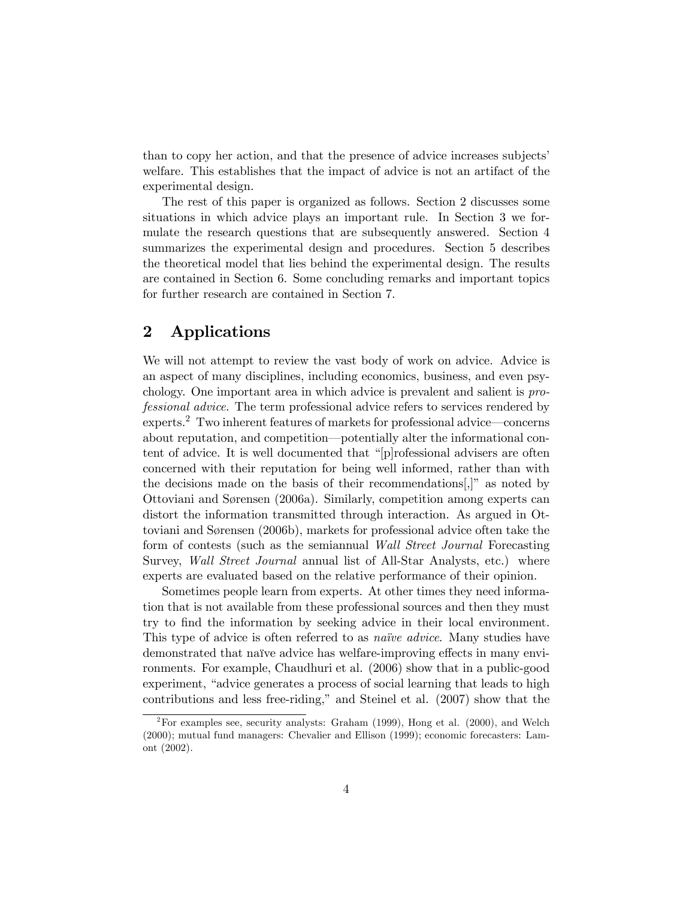than to copy her action, and that the presence of advice increases subjects' welfare. This establishes that the impact of advice is not an artifact of the experimental design.

The rest of this paper is organized as follows. Section 2 discusses some situations in which advice plays an important rule. In Section 3 we formulate the research questions that are subsequently answered. Section 4 summarizes the experimental design and procedures. Section 5 describes the theoretical model that lies behind the experimental design. The results are contained in Section 6. Some concluding remarks and important topics for further research are contained in Section 7.

## 2 Applications

We will not attempt to review the vast body of work on advice. Advice is an aspect of many disciplines, including economics, business, and even psychology. One important area in which advice is prevalent and salient is *professional advice*. The term professional advice refers to services rendered by experts.[2] Two inherent features of markets for professional advice—concerns about reputation, and competition—potentially alter the informational content of advice. It is well documented that "[p]rofessional advisers are often concerned with their reputation for being well informed, rather than with the decisions made on the basis of their recommendations[,]" as noted by Ottoviani and Sørensen (2006a). Similarly, competition among experts can distort the information transmitted through interaction. As argued in Ottoviani and Sørensen (2006b), markets for professional advice often take the form of contests (such as the semiannual *Wall Street Journal* Forecasting Survey, *Wall Street Journal* annual list of All-Star Analysts, etc.) where experts are evaluated based on the relative performance of their opinion.

Sometimes people learn from experts. At other times they need information that is not available from these professional sources and then they must try to find the information by seeking advice in their local environment. This type of advice is often referred to as *naïve advice*. Many studies have demonstrated that naïve advice has welfare-improving effects in many environments. For example, Chaudhuri et al. (2006) show that in a public-good experiment, "advice generates a process of social learning that leads to high contributions and less free-riding," and Steinel et al. (2007) show that the

[2]For examples see, security analysts: Graham (1999), Hong et al. (2000), and Welch (2000); mutual fund managers: Chevalier and Ellison (1999); economic forecasters: Lamont (2002).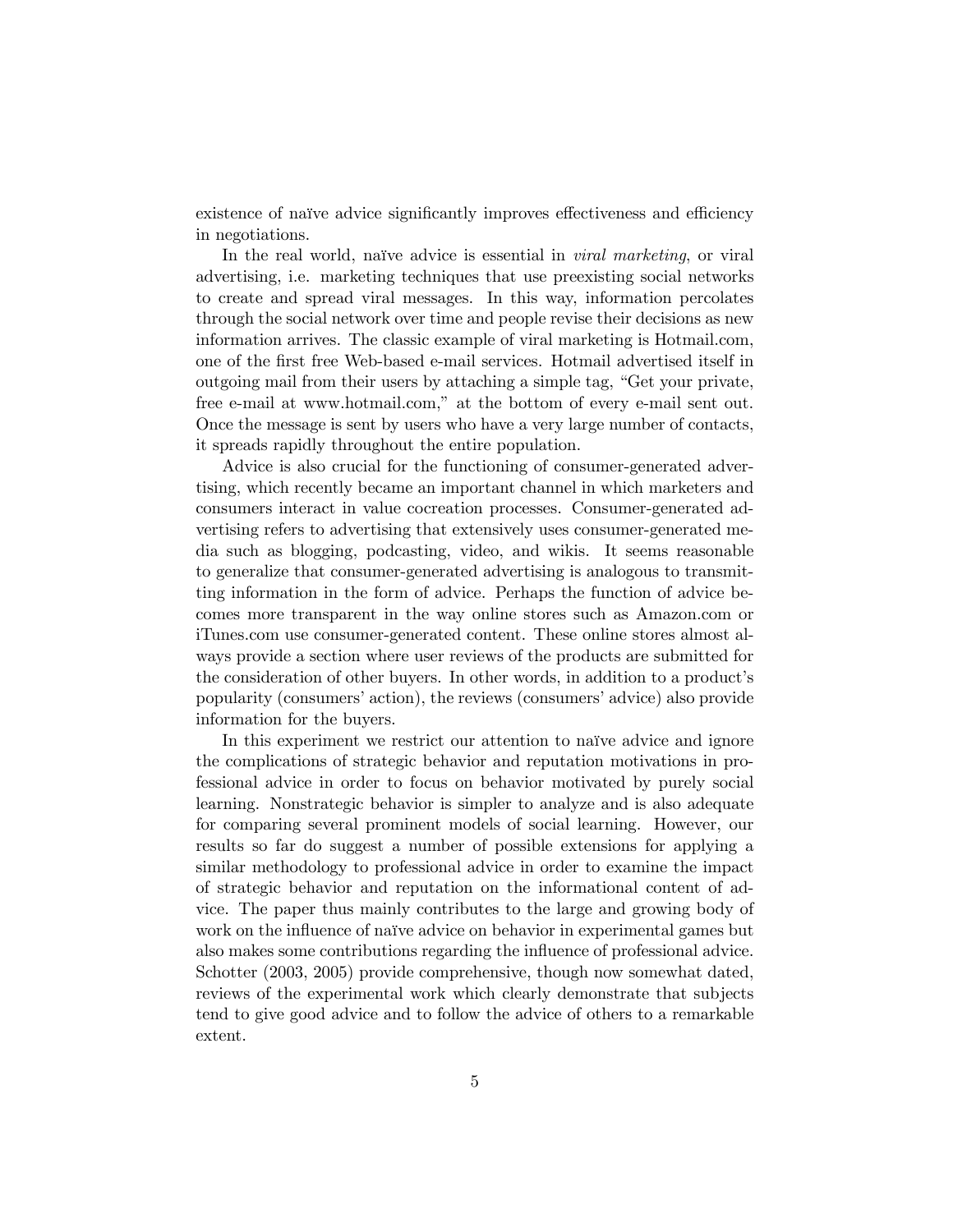existence of naïve advice significantly improves effectiveness and efficiency in negotiations.

In the real world, naïve advice is essential in *viral marketing*, or viral advertising, i.e. marketing techniques that use preexisting social networks to create and spread viral messages. In this way, information percolates through the social network over time and people revise their decisions as new information arrives. The classic example of viral marketing is Hotmail.com, one of the first free Web-based e-mail services. Hotmail advertised itself in outgoing mail from their users by attaching a simple tag, "Get your private, free e-mail at www.hotmail.com," at the bottom of every e-mail sent out. Once the message is sent by users who have a very large number of contacts, it spreads rapidly throughout the entire population.

Advice is also crucial for the functioning of consumer-generated advertising, which recently became an important channel in which marketers and consumers interact in value cocreation processes. Consumer-generated advertising refers to advertising that extensively uses consumer-generated media such as blogging, podcasting, video, and wikis. It seems reasonable to generalize that consumer-generated advertising is analogous to transmitting information in the form of advice. Perhaps the function of advice becomes more transparent in the way online stores such as Amazon.com or iTunes.com use consumer-generated content. These online stores almost always provide a section where user reviews of the products are submitted for the consideration of other buyers. In other words, in addition to a product's popularity (consumers' action), the reviews (consumers' advice) also provide information for the buyers.

In this experiment we restrict our attention to naïve advice and ignore the complications of strategic behavior and reputation motivations in professional advice in order to focus on behavior motivated by purely social learning. Nonstrategic behavior is simpler to analyze and is also adequate for comparing several prominent models of social learning. However, our results so far do suggest a number of possible extensions for applying a similar methodology to professional advice in order to examine the impact of strategic behavior and reputation on the informational content of advice. The paper thus mainly contributes to the large and growing body of work on the influence of naïve advice on behavior in experimental games but also makes some contributions regarding the influence of professional advice. Schotter (2003, 2005) provide comprehensive, though now somewhat dated, reviews of the experimental work which clearly demonstrate that subjects tend to give good advice and to follow the advice of others to a remarkable extent.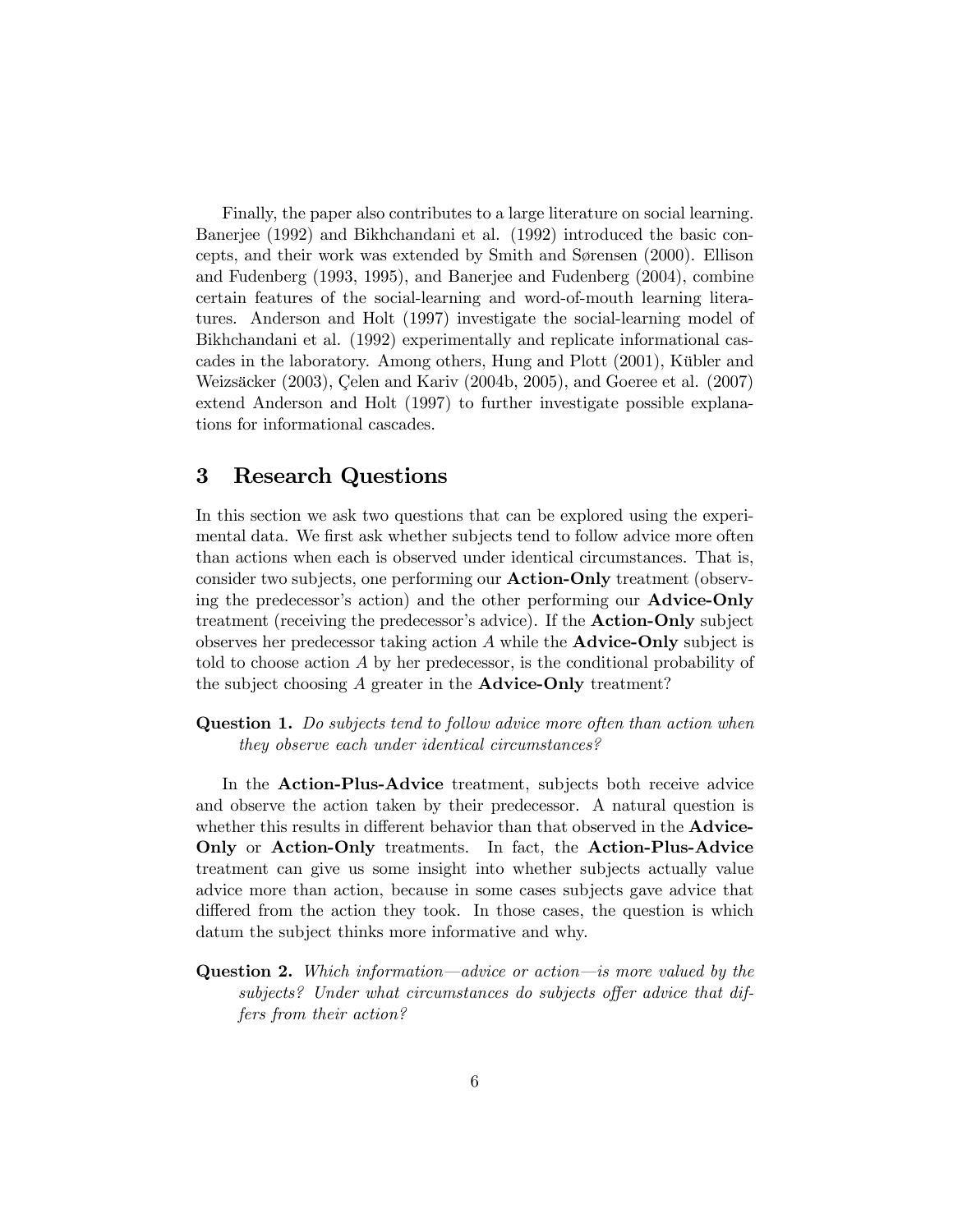Finally, the paper also contributes to a large literature on social learning. Banerjee (1992) and Bikhchandani et al. (1992) introduced the basic concepts, and their work was extended by Smith and Sørensen (2000). Ellison and Fudenberg (1993, 1995), and Banerjee and Fudenberg (2004), combine certain features of the social-learning and word-of-mouth learning literatures. Anderson and Holt (1997) investigate the social-learning model of Bikhchandani et al. (1992) experimentally and replicate informational cascades in the laboratory. Among others, Hung and Plott (2001), Kübler and Weizsäcker (2003), Çelen and Kariv (2004b, 2005), and Goeree et al. (2007) extend Anderson and Holt (1997) to further investigate possible explanations for informational cascades.

## 3 Research Questions

In this section we ask two questions that can be explored using the experimental data. We first ask whether subjects tend to follow advice more often than actions when each is observed under identical circumstances. That is, consider two subjects, one performing our **Action-Only** treatment (observing the predecessor's action) and the other performing our **Advice-Only** treatment (receiving the predecessor's advice). If the **Action-Only** subject observes her predecessor taking action $A$ while the **Advice-Only** subject is told to choose action $A$ by her predecessor, is the conditional probability of the subject choosing $A$ greater in the **Advice-Only** treatment?

**Question 1.** *Do subjects tend to follow advice more often than action when they observe each under identical circumstances?*

In the **Action-Plus-Advice** treatment, subjects both receive advice and observe the action taken by their predecessor. A natural question is whether this results in different behavior than that observed in the **Advice-Only** or **Action-Only** treatments. In fact, the **Action-Plus-Advice** treatment can give us some insight into whether subjects actually value advice more than action, because in some cases subjects gave advice that differed from the action they took. In those cases, the question is which datum the subject thinks more informative and why.

**Question 2.** *Which information—advice or action—is more valued by the subjects? Under what circumstances do subjects offer advice that differs from their action?*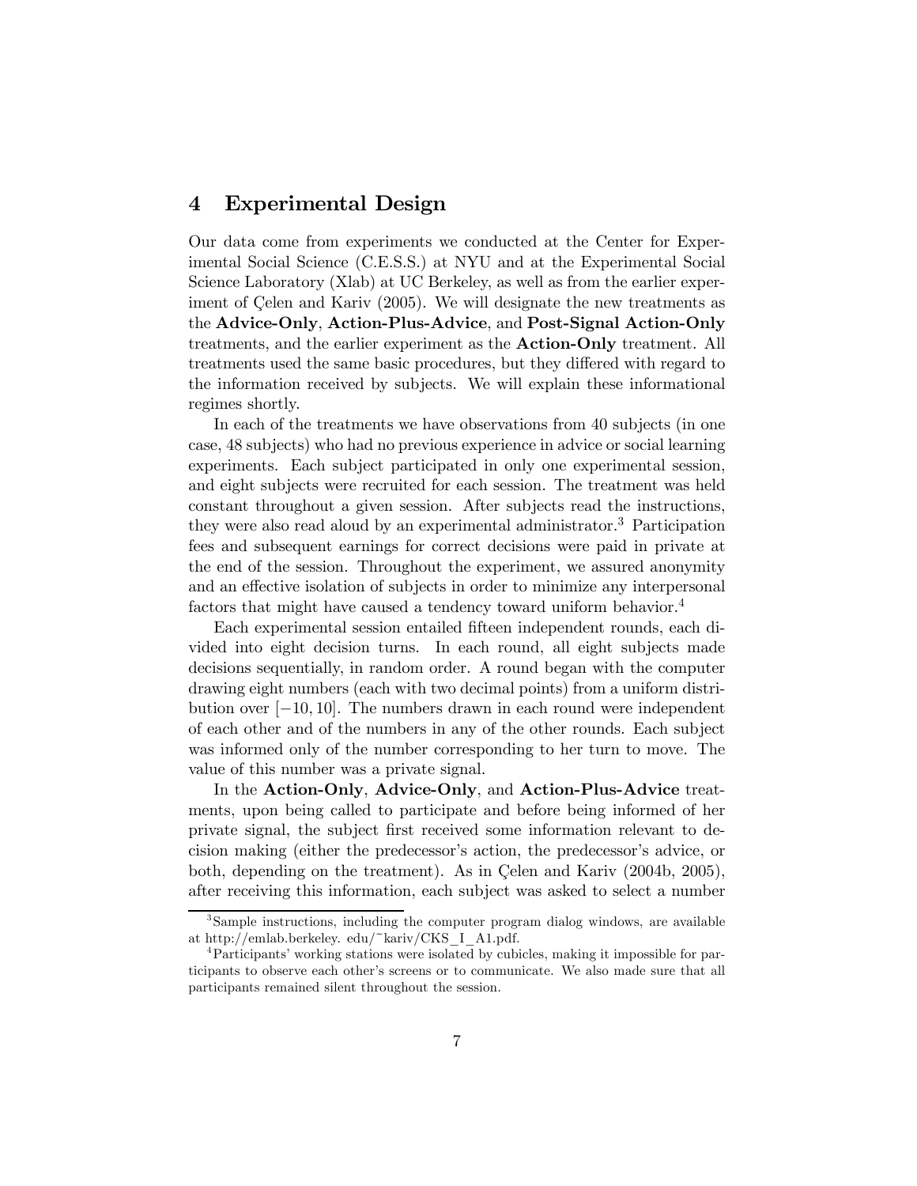## 4 Experimental Design

Our data come from experiments we conducted at the Center for Experimental Social Science (C.E.S.S.) at NYU and at the Experimental Social Science Laboratory (Xlab) at UC Berkeley, as well as from the earlier experiment of Çelen and Kariv (2005). We will designate the new treatments as the **Advice-Only**, **Action-Plus-Advice**, and **Post-Signal Action-Only** treatments, and the earlier experiment as the **Action-Only** treatment. All treatments used the same basic procedures, but they differed with regard to the information received by subjects. We will explain these informational regimes shortly.

In each of the treatments we have observations from 40 subjects (in one case, 48 subjects) who had no previous experience in advice or social learning experiments. Each subject participated in only one experimental session, and eight subjects were recruited for each session. The treatment was held constant throughout a given session. After subjects read the instructions, they were also read aloud by an experimental administrator.[3] Participation fees and subsequent earnings for correct decisions were paid in private at the end of the session. Throughout the experiment, we assured anonymity and an effective isolation of subjects in order to minimize any interpersonal factors that might have caused a tendency toward uniform behavior.[4]

Each experimental session entailed fifteen independent rounds, each divided into eight decision turns. In each round, all eight subjects made decisions sequentially, in random order. A round began with the computer drawing eight numbers (each with two decimal points) from a uniform distribution over $[-10, 10]$. The numbers drawn in each round were independent of each other and of the numbers in any of the other rounds. Each subject was informed only of the number corresponding to her turn to move. The value of this number was a private signal.

In the **Action-Only**, **Advice-Only**, and **Action-Plus-Advice** treatments, upon being called to participate and before being informed of her private signal, the subject first received some information relevant to decision making (either the predecessor's action, the predecessor's advice, or both, depending on the treatment). As in Çelen and Kariv (2004b, 2005), after receiving this information, each subject was asked to select a number

[3] Sample instructions, including the computer program dialog windows, are available at http://emlab.berkeley. edu/~kariv/CKS_I_A1.pdf.

[4] Participants' working stations were isolated by cubicles, making it impossible for participants to observe each other's screens or to communicate. We also made sure that all participants remained silent throughout the session.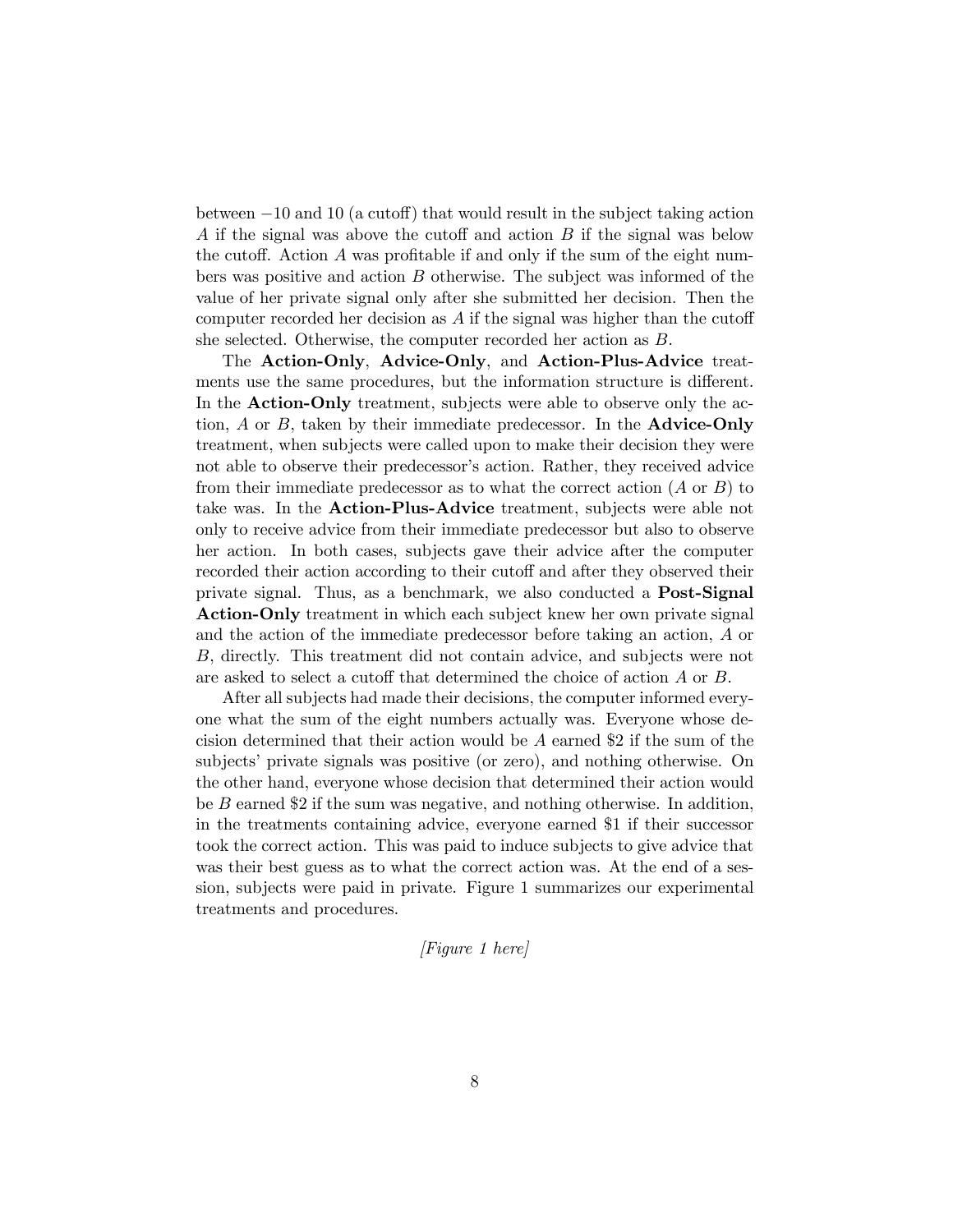between $-10$ and 10 (a cutoff) that would result in the subject taking action $A$ if the signal was above the cutoff and action $B$ if the signal was below the cutoff. Action $A$ was profitable if and only if the sum of the eight numbers was positive and action $B$ otherwise. The subject was informed of the value of her private signal only after she submitted her decision. Then the computer recorded her decision as $A$ if the signal was higher than the cutoff she selected. Otherwise, the computer recorded her action as $B$.

The **Action-Only**, **Advice-Only**, and **Action-Plus-Advice** treatments use the same procedures, but the information structure is different. In the **Action-Only** treatment, subjects were able to observe only the action, $A$ or $B$, taken by their immediate predecessor. In the **Advice-Only** treatment, when subjects were called upon to make their decision they were not able to observe their predecessor's action. Rather, they received advice from their immediate predecessor as to what the correct action ($A$ or $B$) to take was. In the **Action-Plus-Advice** treatment, subjects were able not only to receive advice from their immediate predecessor but also to observe her action. In both cases, subjects gave their advice after the computer recorded their action according to their cutoff and after they observed their private signal. Thus, as a benchmark, we also conducted a **Post-Signal Action-Only** treatment in which each subject knew her own private signal and the action of the immediate predecessor before taking an action, $A$ or $B$, directly. This treatment did not contain advice, and subjects were not are asked to select a cutoff that determined the choice of action $A$ or $B$.

After all subjects had made their decisions, the computer informed everyone what the sum of the eight numbers actually was. Everyone whose decision determined that their action would be $A$ earned \$2 if the sum of the subjects' private signals was positive (or zero), and nothing otherwise. On the other hand, everyone whose decision that determined their action would be $B$ earned \$2 if the sum was negative, and nothing otherwise. In addition, in the treatments containing advice, everyone earned \$1 if their successor took the correct action. This was paid to induce subjects to give advice that was their best guess as to what the correct action was. At the end of a session, subjects were paid in private. Figure 1 summarizes our experimental treatments and procedures.

*[Figure 1 here]*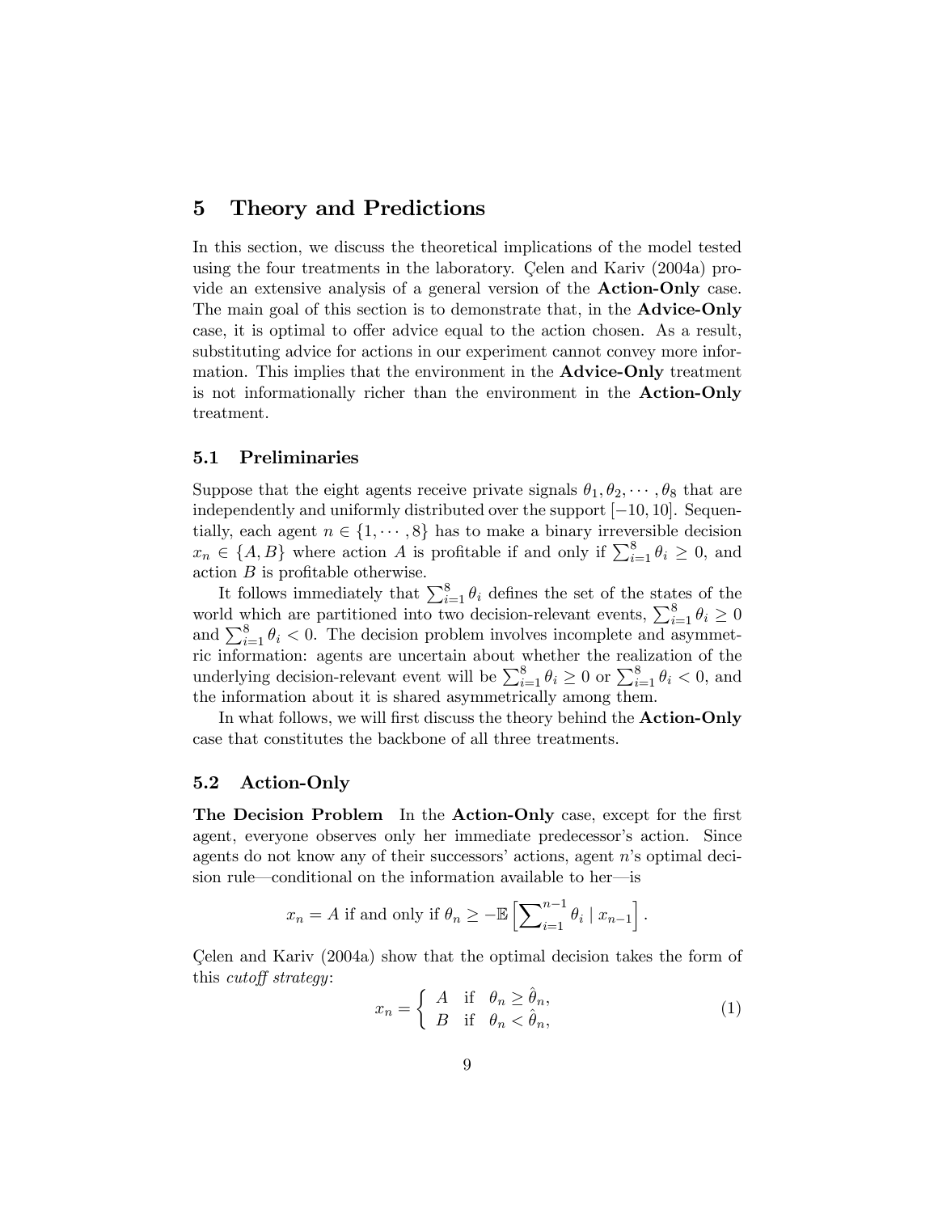## 5 Theory and Predictions

In this section, we discuss the theoretical implications of the model tested using the four treatments in the laboratory. Çelen and Kariv (2004a) provide an extensive analysis of a general version of the **Action-Only** case. The main goal of this section is to demonstrate that, in the **Advice-Only** case, it is optimal to offer advice equal to the action chosen. As a result, substituting advice for actions in our experiment cannot convey more information. This implies that the environment in the **Advice-Only** treatment is not informationally richer than the environment in the **Action-Only** treatment.

### 5.1 Preliminaries

Suppose that the eight agents receive private signals $\theta_1, \theta_2, \cdots, \theta_8$ that are independently and uniformly distributed over the support $[-10, 10]$. Sequentially, each agent $n \in \{1, \cdots, 8\}$ has to make a binary irreversible decision $x_n \in \{A, B\}$ where action $A$ is profitable if and only if $\sum_{i=1}^{8} \theta_i \geq 0$, and action $B$ is profitable otherwise.

It follows immediately that $\sum_{i=1}^{8} \theta_i$ defines the set of the states of the world which are partitioned into two decision-relevant events, $\sum_{i=1}^{8} \theta_i \geq 0$ and $\sum_{i=1}^{8} \theta_i < 0$. The decision problem involves incomplete and asymmetric information: agents are uncertain about whether the realization of the underlying decision-relevant event will be $\sum_{i=1}^{8} \theta_i \geq 0$ or $\sum_{i=1}^{8} \theta_i < 0$, and the information about it is shared asymmetrically among them.

In what follows, we will first discuss the theory behind the **Action-Only** case that constitutes the backbone of all three treatments.

### 5.2 Action-Only

**The Decision Problem** In the **Action-Only** case, except for the first agent, everyone observes only her immediate predecessor's action. Since agents do not know any of their successors' actions, agent $n$'s optimal decision rule—conditional on the information available to her—is

$$x_n = A \text{ if and only if } \theta_n \geq -\mathbb{E}\left[\sum\nolimits_{i=1}^{n-1} \theta_i \mid x_{n-1}\right].$$

Çelen and Kariv (2004a) show that the optimal decision takes the form of this *cutoff strategy*:

$$x_n = \begin{cases} A & \text{if} \quad \theta_n \geq \hat{\theta}_n, \\ B & \text{if} \quad \theta_n < \hat{\theta}_n, \end{cases} \tag{1}$$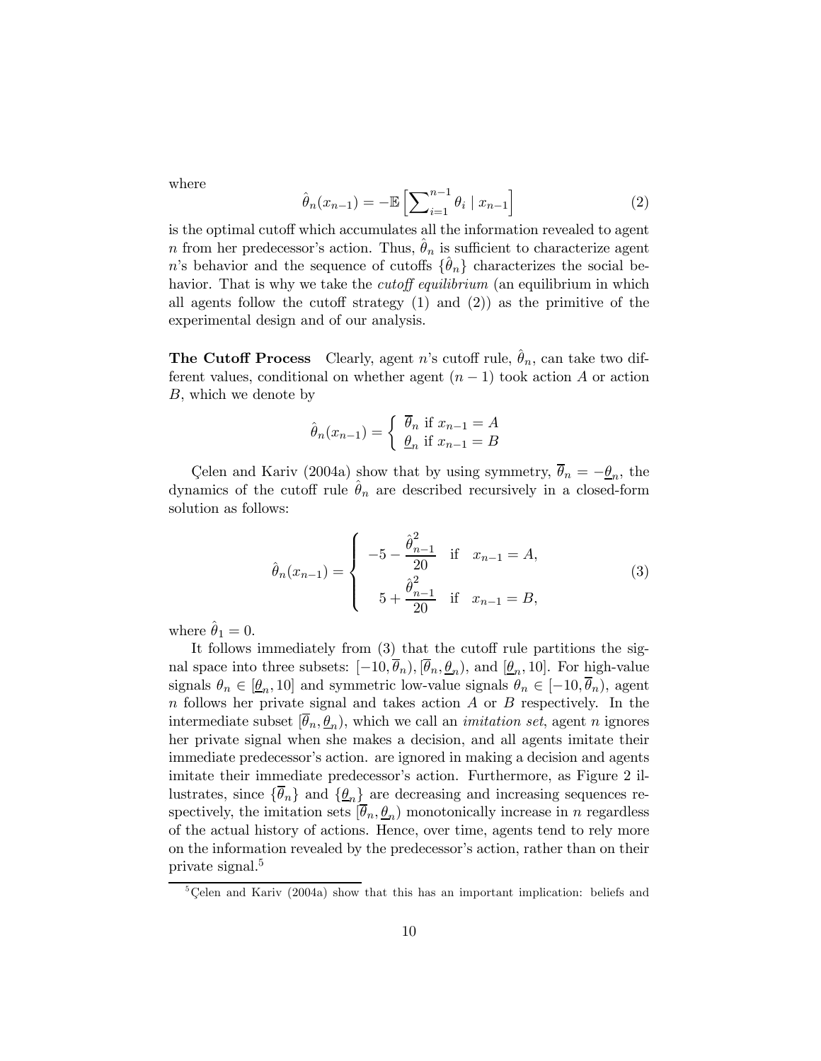where

$$\hat{\theta}_n(x_{n-1}) = -\mathbb{E}\left[\sum_{i=1}^{n-1} \theta_i \mid x_{n-1}\right] \tag{2}$$

is the optimal cutoff which accumulates all the information revealed to agent $n$ from her predecessor's action. Thus, $\hat{\theta}_n$ is sufficient to characterize agent $n$'s behavior and the sequence of cutoffs $\{\hat{\theta}_n\}$ characterizes the social behavior. That is why we take the *cutoff equilibrium* (an equilibrium in which all agents follow the cutoff strategy (1) and (2)) as the primitive of the experimental design and of our analysis.

**The Cutoff Process** Clearly, agent $n$'s cutoff rule, $\hat{\theta}_n$, can take two different values, conditional on whether agent $(n-1)$ took action $A$ or action $B$, which we denote by

$$\hat{\theta}_n(x_{n-1}) = \begin{cases} \overline{\theta}_n \text{ if } x_{n-1} = A \\ \underline{\theta}_n \text{ if } x_{n-1} = B \end{cases}$$

Çelen and Kariv (2004a) show that by using symmetry, $\overline{\theta}_n = -\underline{\theta}_n$, the dynamics of the cutoff rule $\hat{\theta}_n$ are described recursively in a closed-form solution as follows:

$$\hat{\theta}_n(x_{n-1}) = \begin{cases} -5 - \dfrac{\hat{\theta}_{n-1}^2}{20} & \text{if} \quad x_{n-1} = A, \\ \quad 5 + \dfrac{\hat{\theta}_{n-1}^2}{20} & \text{if} \quad x_{n-1} = B, \end{cases} \tag{3}$$

where $\hat{\theta}_1 = 0$.

It follows immediately from (3) that the cutoff rule partitions the signal space into three subsets: $[-10, \overline{\theta}_n)$, $[\overline{\theta}_n, \underline{\theta}_n)$, and $[\underline{\theta}_n, 10]$. For high-value signals $\theta_n \in [\underline{\theta}_n, 10]$ and symmetric low-value signals $\theta_n \in [-10, \overline{\theta}_n)$, agent $n$ follows her private signal and takes action $A$ or $B$ respectively. In the intermediate subset $[\overline{\theta}_n, \underline{\theta}_n)$, which we call an *imitation set*, agent $n$ ignores her private signal when she makes a decision, and all agents imitate their immediate predecessor's action. are ignored in making a decision and agents imitate their immediate predecessor's action. Furthermore, as Figure 2 illustrates, since $\{\overline{\theta}_n\}$ and $\{\underline{\theta}_n\}$ are decreasing and increasing sequences respectively, the imitation sets $[\overline{\theta}_n, \underline{\theta}_n)$ monotonically increase in $n$ regardless of the actual history of actions. Hence, over time, agents tend to rely more on the information revealed by the predecessor's action, rather than on their private signal.[5]

[5] Çelen and Kariv (2004a) show that this has an important implication: beliefs and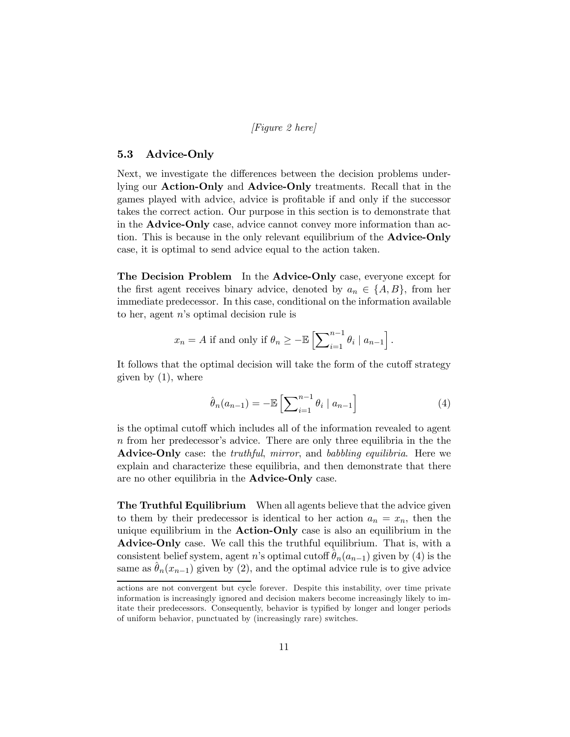*[Figure 2 here]*

### 5.3 Advice-Only

Next, we investigate the differences between the decision problems underlying our **Action-Only** and **Advice-Only** treatments. Recall that in the games played with advice, advice is profitable if and only if the successor takes the correct action. Our purpose in this section is to demonstrate that in the **Advice-Only** case, advice cannot convey more information than action. This is because in the only relevant equilibrium of the **Advice-Only** case, it is optimal to send advice equal to the action taken.

**The Decision Problem** In the **Advice-Only** case, everyone except for the first agent receives binary advice, denoted by $a_n \in \{A, B\}$, from her immediate predecessor. In this case, conditional on the information available to her, agent $n$'s optimal decision rule is

$$x_n = A \text{ if and only if } \theta_n \geq -\mathbb{E}\left[\sum\nolimits_{i=1}^{n-1} \theta_i \mid a_{n-1}\right].$$

It follows that the optimal decision will take the form of the cutoff strategy given by (1), where

$$\hat{\theta}_n(a_{n-1}) = -\mathbb{E}\left[\sum\nolimits_{i=1}^{n-1} \theta_i \mid a_{n-1}\right] \tag{4}$$

is the optimal cutoff which includes all of the information revealed to agent $n$ from her predecessor's advice. There are only three equilibria in the the **Advice-Only** case: the *truthful*, *mirror*, and *babbling equilibria*. Here we explain and characterize these equilibria, and then demonstrate that there are no other equilibria in the **Advice-Only** case.

**The Truthful Equilibrium** When all agents believe that the advice given to them by their predecessor is identical to her action $a_n = x_n$, then the unique equilibrium in the **Action-Only** case is also an equilibrium in the **Advice-Only** case. We call this the truthful equilibrium. That is, with a consistent belief system, agent $n$'s optimal cutoff $\hat{\theta}_n(a_{n-1})$ given by (4) is the same as $\hat{\theta}_n(x_{n-1})$ given by (2), and the optimal advice rule is to give advice

---

actions are not convergent but cycle forever. Despite this instability, over time private information is increasingly ignored and decision makers become increasingly likely to imitate their predecessors. Consequently, behavior is typified by longer and longer periods of uniform behavior, punctuated by (increasingly rare) switches.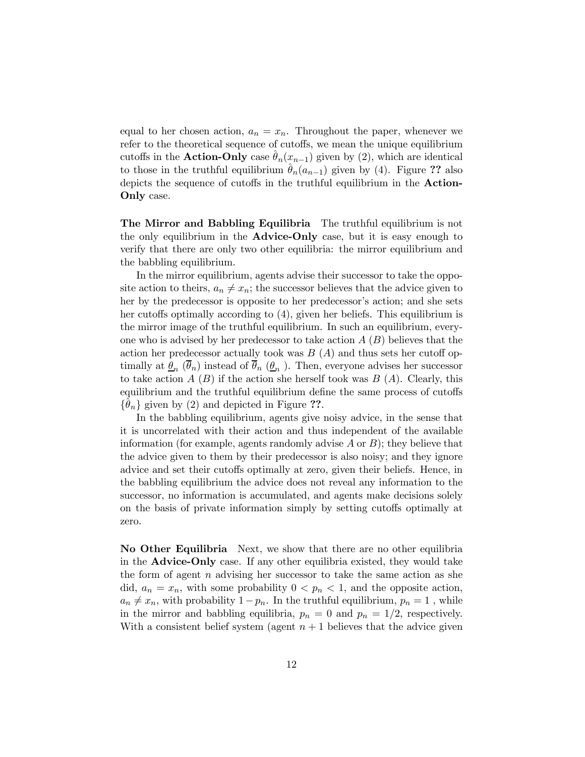equal to her chosen action, $a_n = x_n$. Throughout the paper, whenever we refer to the theoretical sequence of cutoffs, we mean the unique equilibrium cutoffs in the **Action-Only** case $\hat{\theta}_n(x_{n-1})$ given by (2), which are identical to those in the truthful equilibrium $\hat{\theta}_n(a_{n-1})$ given by (4). Figure **??** also depicts the sequence of cutoffs in the truthful equilibrium in the **Action-Only** case.

**The Mirror and Babbling Equilibria** The truthful equilibrium is not the only equilibrium in the **Advice-Only** case, but it is easy enough to verify that there are only two other equilibria: the mirror equilibrium and the babbling equilibrium.

In the mirror equilibrium, agents advise their successor to take the opposite action to theirs, $a_n \neq x_n$; the successor believes that the advice given to her by the predecessor is opposite to her predecessor's action; and she sets her cutoffs optimally according to (4), given her beliefs. This equilibrium is the mirror image of the truthful equilibrium. In such an equilibrium, everyone who is advised by her predecessor to take action $A$ ($B$) believes that the action her predecessor actually took was $B$ ($A$) and thus sets her cutoff optimally at $\underline{\theta}_n$ ($\overline{\theta}_n$) instead of $\overline{\theta}_n$ ($\underline{\theta}_n$ ). Then, everyone advises her successor to take action $A$ ($B$) if the action she herself took was $B$ ($A$). Clearly, this equilibrium and the truthful equilibrium define the same process of cutoffs $\{\hat{\theta}_n\}$ given by (2) and depicted in Figure **??**.

In the babbling equilibrium, agents give noisy advice, in the sense that it is uncorrelated with their action and thus independent of the available information (for example, agents randomly advise $A$ or $B$); they believe that the advice given to them by their predecessor is also noisy; and they ignore advice and set their cutoffs optimally at zero, given their beliefs. Hence, in the babbling equilibrium the advice does not reveal any information to the successor, no information is accumulated, and agents make decisions solely on the basis of private information simply by setting cutoffs optimally at zero.

**No Other Equilibria** Next, we show that there are no other equilibria in the **Advice-Only** case. If any other equilibria existed, they would take the form of agent $n$ advising her successor to take the same action as she did, $a_n = x_n$, with some probability $0 < p_n < 1$, and the opposite action, $a_n \neq x_n$, with probability $1 - p_n$. In the truthful equilibrium, $p_n = 1$ , while in the mirror and babbling equilibria, $p_n = 0$ and $p_n = 1/2$, respectively. With a consistent belief system (agent $n + 1$ believes that the advice given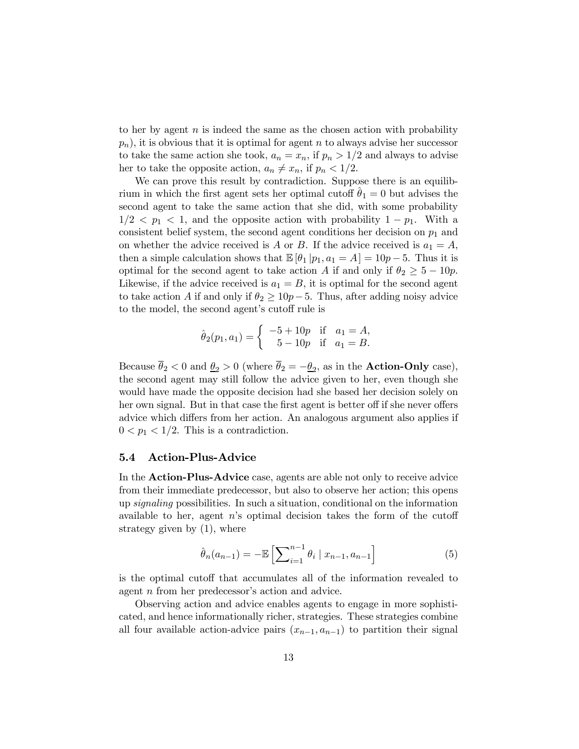to her by agent $n$ is indeed the same as the chosen action with probability $p_n$), it is obvious that it is optimal for agent $n$ to always advise her successor to take the same action she took, $a_n = x_n$, if $p_n > 1/2$ and always to advise her to take the opposite action, $a_n \neq x_n$, if $p_n < 1/2$.

We can prove this result by contradiction. Suppose there is an equilibrium in which the first agent sets her optimal cutoff $\hat{\theta}_1 = 0$ but advises the second agent to take the same action that she did, with some probability $1/2 < p_1 < 1$, and the opposite action with probability $1 - p_1$. With a consistent belief system, the second agent conditions her decision on $p_1$ and on whether the advice received is $A$ or $B$. If the advice received is $a_1 = A$, then a simple calculation shows that $\mathbb{E}[\theta_1 | p_1, a_1 = A] = 10p - 5$. Thus it is optimal for the second agent to take action $A$ if and only if $\theta_2 \geq 5 - 10p$. Likewise, if the advice received is $a_1 = B$, it is optimal for the second agent to take action $A$ if and only if $\theta_2 \geq 10p - 5$. Thus, after adding noisy advice to the model, the second agent's cutoff rule is

$$\hat{\theta}_2(p_1, a_1) = \begin{cases} -5 + 10p & \text{if} \quad a_1 = A, \\ 5 - 10p & \text{if} \quad a_1 = B. \end{cases}$$

Because $\overline{\theta}_2 < 0$ and $\underline{\theta}_2 > 0$ (where $\overline{\theta}_2 = -\underline{\theta}_2$, as in the **Action-Only** case), the second agent may still follow the advice given to her, even though she would have made the opposite decision had she based her decision solely on her own signal. But in that case the first agent is better off if she never offers advice which differs from her action. An analogous argument also applies if $0 < p_1 < 1/2$. This is a contradiction.

### 5.4 Action-Plus-Advice

In the **Action-Plus-Advice** case, agents are able not only to receive advice from their immediate predecessor, but also to observe her action; this opens up *signaling* possibilities. In such a situation, conditional on the information available to her, agent $n$'s optimal decision takes the form of the cutoff strategy given by (1), where

$$\hat{\theta}_n(a_{n-1}) = -\mathbb{E}\left[\sum\nolimits_{i=1}^{n-1} \theta_i \mid x_{n-1}, a_{n-1}\right] \tag{5}$$

is the optimal cutoff that accumulates all of the information revealed to agent $n$ from her predecessor's action and advice.

Observing action and advice enables agents to engage in more sophisticated, and hence informationally richer, strategies. These strategies combine all four available action-advice pairs $(x_{n-1}, a_{n-1})$ to partition their signal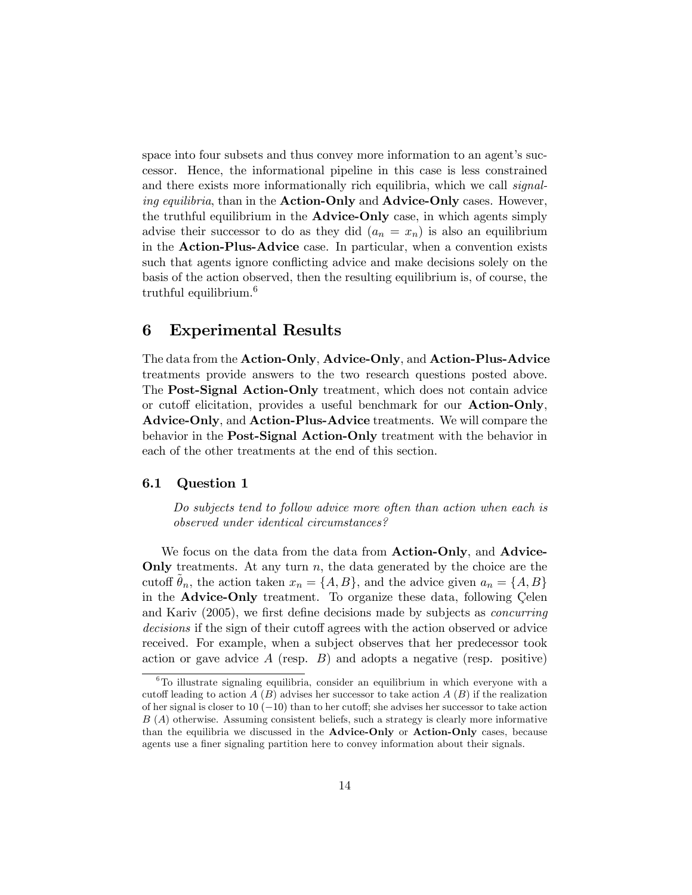space into four subsets and thus convey more information to an agent's successor. Hence, the informational pipeline in this case is less constrained and there exists more informationally rich equilibria, which we call *signaling equilibria*, than in the **Action-Only** and **Advice-Only** cases. However, the truthful equilibrium in the **Advice-Only** case, in which agents simply advise their successor to do as they did ($a_n = x_n$) is also an equilibrium in the **Action-Plus-Advice** case. In particular, when a convention exists such that agents ignore conflicting advice and make decisions solely on the basis of the action observed, then the resulting equilibrium is, of course, the truthful equilibrium.[6]

# 6 Experimental Results

The data from the **Action-Only**, **Advice-Only**, and **Action-Plus-Advice** treatments provide answers to the two research questions posted above. The **Post-Signal Action-Only** treatment, which does not contain advice or cutoff elicitation, provides a useful benchmark for our **Action-Only**, **Advice-Only**, and **Action-Plus-Advice** treatments. We will compare the behavior in the **Post-Signal Action-Only** treatment with the behavior in each of the other treatments at the end of this section.

## 6.1 Question 1

> *Do subjects tend to follow advice more often than action when each is observed under identical circumstances?*

We focus on the data from the data from **Action-Only**, and **Advice-Only** treatments. At any turn $n$, the data generated by the choice are the cutoff $\tilde{\theta}_n$, the action taken $x_n = \{A, B\}$, and the advice given $a_n = \{A, B\}$ in the **Advice-Only** treatment. To organize these data, following Çelen and Kariv (2005), we first define decisions made by subjects as *concurring decisions* if the sign of their cutoff agrees with the action observed or advice received. For example, when a subject observes that her predecessor took action or gave advice $A$ (resp. $B$) and adopts a negative (resp. positive)

[6] To illustrate signaling equilibria, consider an equilibrium in which everyone with a cutoff leading to action $A$ ($B$) advises her successor to take action $A$ ($B$) if the realization of her signal is closer to $10$ ($-10$) than to her cutoff; she advises her successor to take action $B$ ($A$) otherwise. Assuming consistent beliefs, such a strategy is clearly more informative than the equilibria we discussed in the **Advice-Only** or **Action-Only** cases, because agents use a finer signaling partition here to convey information about their signals.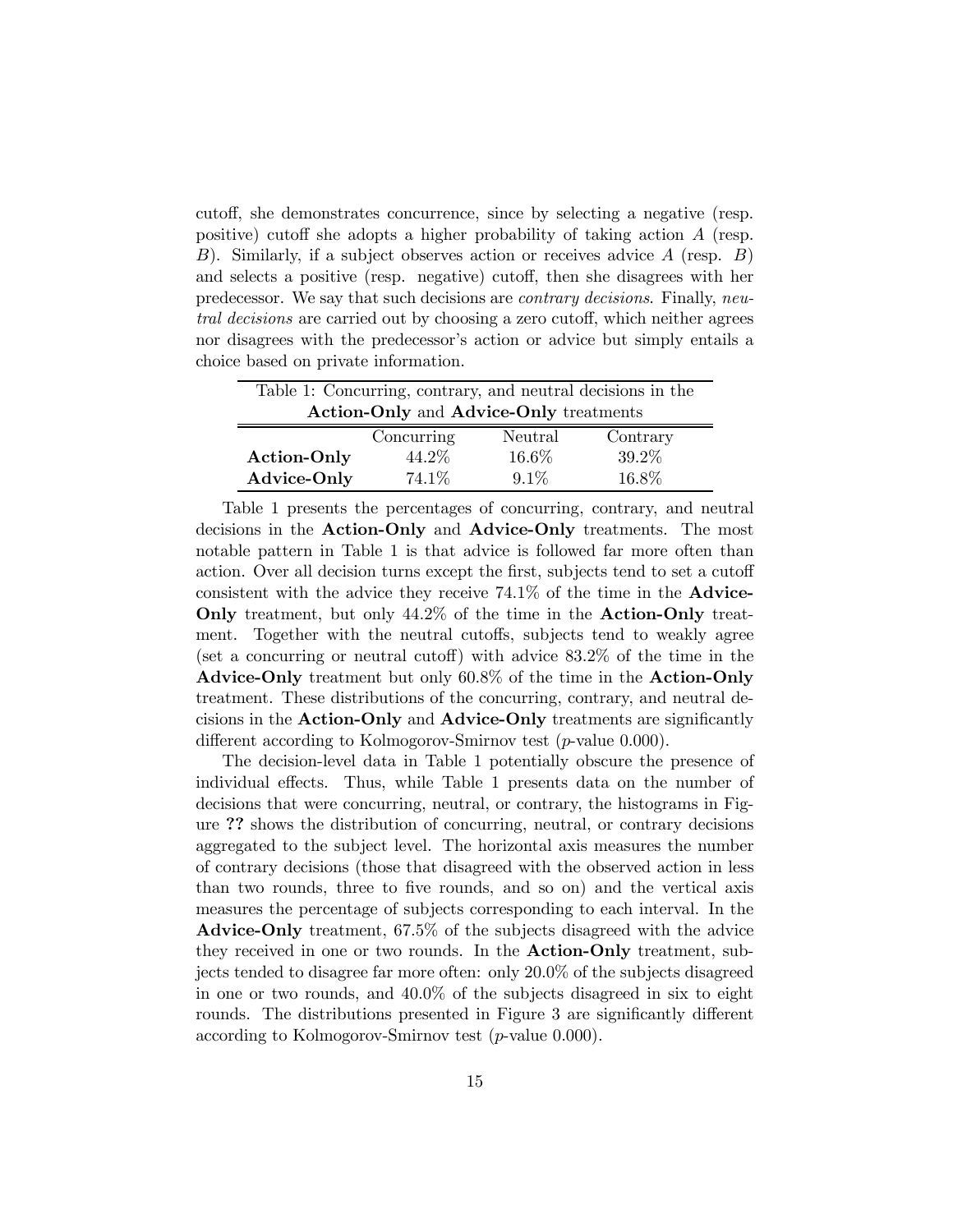cutoff, she demonstrates concurrence, since by selecting a negative (resp. positive) cutoff she adopts a higher probability of taking action $A$ (resp. $B$). Similarly, if a subject observes action or receives advice $A$ (resp. $B$) and selects a positive (resp. negative) cutoff, then she disagrees with her predecessor. We say that such decisions are *contrary decisions*. Finally, *neutral decisions* are carried out by choosing a zero cutoff, which neither agrees nor disagrees with the predecessor's action or advice but simply entails a choice based on private information.

Table 1: Concurring, contrary, and neutral decisions in the **Action-Only** and **Advice-Only** treatments

| | Concurring | Neutral | Contrary |
|---|---|---|---|
| **Action-Only** | 44.2% | 16.6% | 39.2% |
| **Advice-Only** | 74.1% | 9.1% | 16.8% |

Table 1 presents the percentages of concurring, contrary, and neutral decisions in the **Action-Only** and **Advice-Only** treatments. The most notable pattern in Table 1 is that advice is followed far more often than action. Over all decision turns except the first, subjects tend to set a cutoff consistent with the advice they receive 74.1% of the time in the **Advice-Only** treatment, but only 44.2% of the time in the **Action-Only** treatment. Together with the neutral cutoffs, subjects tend to weakly agree (set a concurring or neutral cutoff) with advice 83.2% of the time in the **Advice-Only** treatment but only 60.8% of the time in the **Action-Only** treatment. These distributions of the concurring, contrary, and neutral decisions in the **Action-Only** and **Advice-Only** treatments are significantly different according to Kolmogorov-Smirnov test ($p$-value 0.000).

The decision-level data in Table 1 potentially obscure the presence of individual effects. Thus, while Table 1 presents data on the number of decisions that were concurring, neutral, or contrary, the histograms in Figure **??** shows the distribution of concurring, neutral, or contrary decisions aggregated to the subject level. The horizontal axis measures the number of contrary decisions (those that disagreed with the observed action in less than two rounds, three to five rounds, and so on) and the vertical axis measures the percentage of subjects corresponding to each interval. In the **Advice-Only** treatment, 67.5% of the subjects disagreed with the advice they received in one or two rounds. In the **Action-Only** treatment, subjects tended to disagree far more often: only 20.0% of the subjects disagreed in one or two rounds, and 40.0% of the subjects disagreed in six to eight rounds. The distributions presented in Figure 3 are significantly different according to Kolmogorov-Smirnov test ($p$-value 0.000).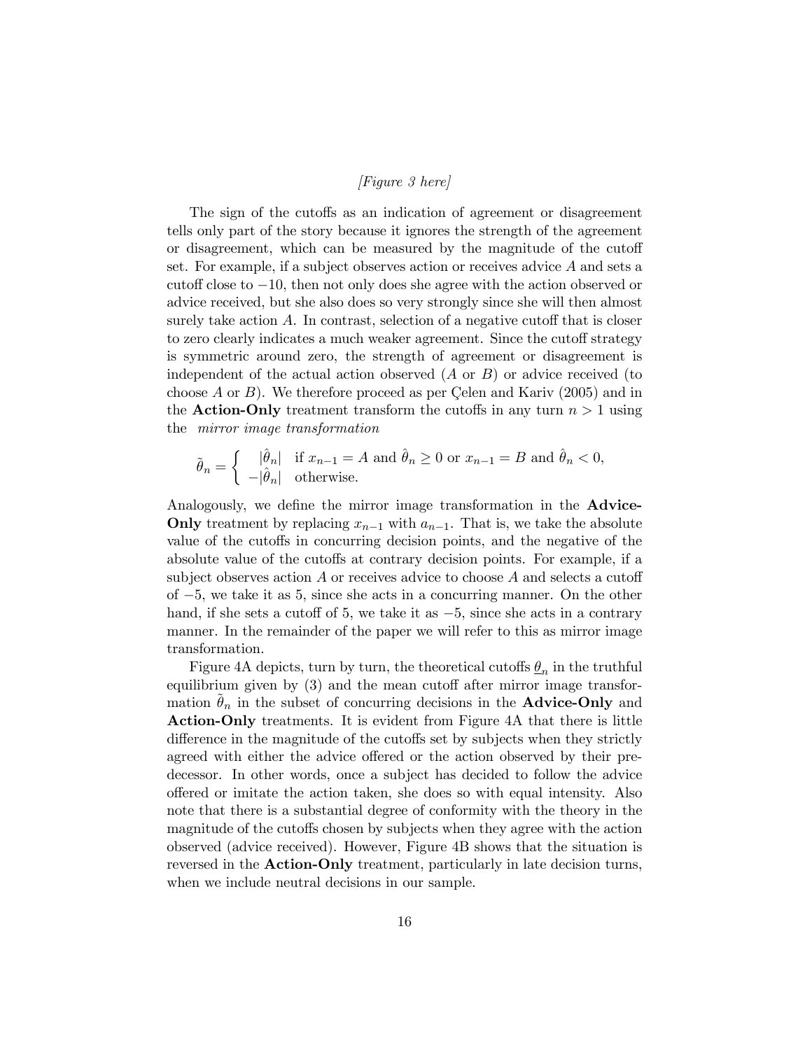*[Figure 3 here]*

The sign of the cutoffs as an indication of agreement or disagreement tells only part of the story because it ignores the strength of the agreement or disagreement, which can be measured by the magnitude of the cutoff set. For example, if a subject observes action or receives advice $A$ and sets a cutoff close to $-10$, then not only does she agree with the action observed or advice received, but she also does so very strongly since she will then almost surely take action $A$. In contrast, selection of a negative cutoff that is closer to zero clearly indicates a much weaker agreement. Since the cutoff strategy is symmetric around zero, the strength of agreement or disagreement is independent of the actual action observed ($A$ or $B$) or advice received (to choose $A$ or $B$). We therefore proceed as per Çelen and Kariv (2005) and in the **Action-Only** treatment transform the cutoffs in any turn $n > 1$ using the *mirror image transformation*

$$\tilde{\theta}_n = \begin{cases} |\hat{\theta}_n| & \text{if } x_{n-1} = A \text{ and } \hat{\theta}_n \geq 0 \text{ or } x_{n-1} = B \text{ and } \hat{\theta}_n < 0, \\ -|\hat{\theta}_n| & \text{otherwise.} \end{cases}$$

Analogously, we define the mirror image transformation in the **Advice-Only** treatment by replacing $x_{n-1}$ with $a_{n-1}$. That is, we take the absolute value of the cutoffs in concurring decision points, and the negative of the absolute value of the cutoffs at contrary decision points. For example, if a subject observes action $A$ or receives advice to choose $A$ and selects a cutoff of $-5$, we take it as 5, since she acts in a concurring manner. On the other hand, if she sets a cutoff of 5, we take it as $-5$, since she acts in a contrary manner. In the remainder of the paper we will refer to this as mirror image transformation.

Figure 4A depicts, turn by turn, the theoretical cutoffs $\underline{\theta}_n$ in the truthful equilibrium given by (3) and the mean cutoff after mirror image transformation $\tilde{\theta}_n$ in the subset of concurring decisions in the **Advice-Only** and **Action-Only** treatments. It is evident from Figure 4A that there is little difference in the magnitude of the cutoffs set by subjects when they strictly agreed with either the advice offered or the action observed by their predecessor. In other words, once a subject has decided to follow the advice offered or imitate the action taken, she does so with equal intensity. Also note that there is a substantial degree of conformity with the theory in the magnitude of the cutoffs chosen by subjects when they agree with the action observed (advice received). However, Figure 4B shows that the situation is reversed in the **Action-Only** treatment, particularly in late decision turns, when we include neutral decisions in our sample.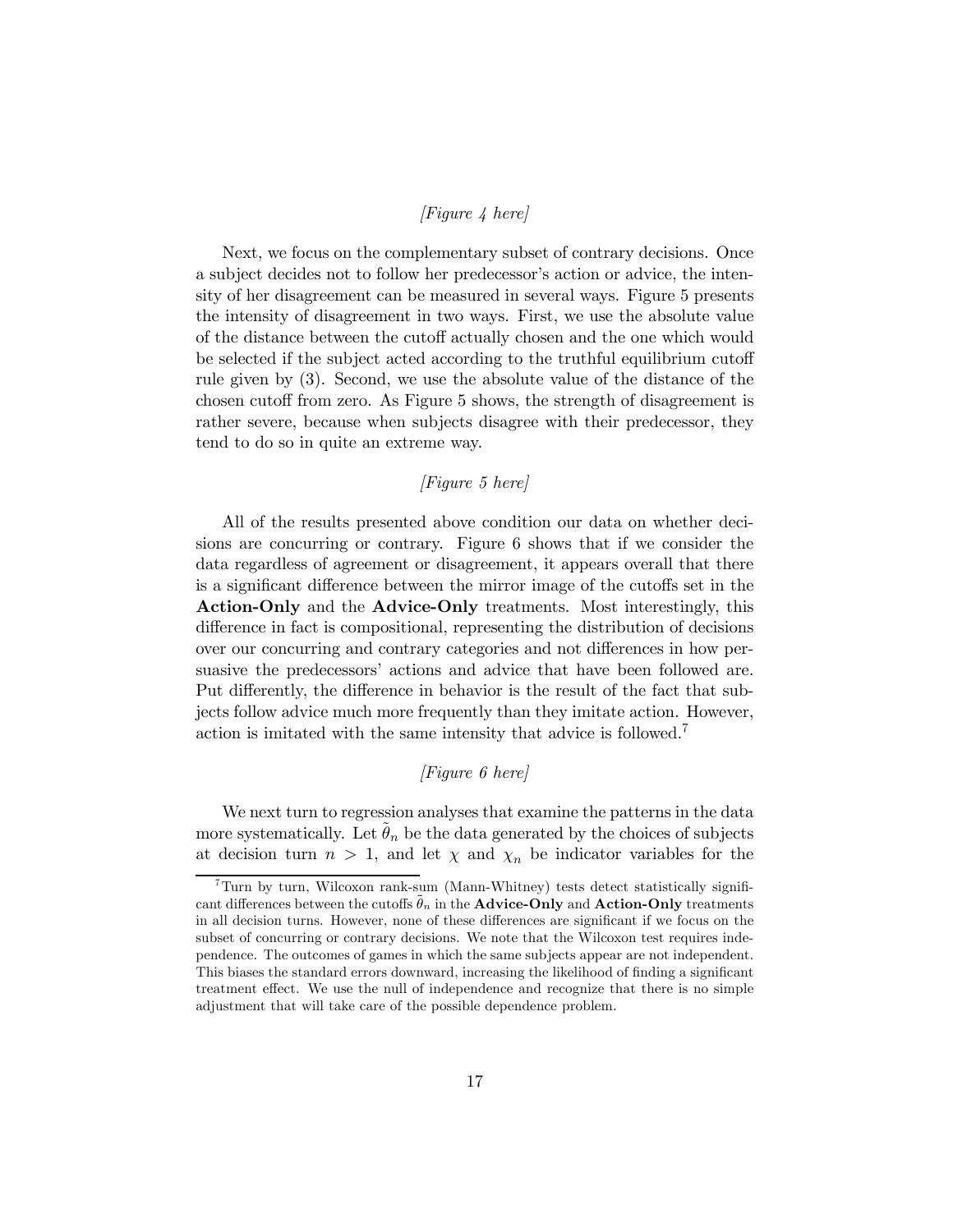*[Figure 4 here]*

Next, we focus on the complementary subset of contrary decisions. Once a subject decides not to follow her predecessor's action or advice, the intensity of her disagreement can be measured in several ways. Figure 5 presents the intensity of disagreement in two ways. First, we use the absolute value of the distance between the cutoff actually chosen and the one which would be selected if the subject acted according to the truthful equilibrium cutoff rule given by (3). Second, we use the absolute value of the distance of the chosen cutoff from zero. As Figure 5 shows, the strength of disagreement is rather severe, because when subjects disagree with their predecessor, they tend to do so in quite an extreme way.

*[Figure 5 here]*

All of the results presented above condition our data on whether decisions are concurring or contrary. Figure 6 shows that if we consider the data regardless of agreement or disagreement, it appears overall that there is a significant difference between the mirror image of the cutoffs set in the **Action-Only** and the **Advice-Only** treatments. Most interestingly, this difference in fact is compositional, representing the distribution of decisions over our concurring and contrary categories and not differences in how persuasive the predecessors' actions and advice that have been followed are. Put differently, the difference in behavior is the result of the fact that subjects follow advice much more frequently than they imitate action. However, action is imitated with the same intensity that advice is followed.[7]

*[Figure 6 here]*

We next turn to regression analyses that examine the patterns in the data more systematically. Let $\tilde{\theta}_n$ be the data generated by the choices of subjects at decision turn $n > 1$, and let $\chi$ and $\chi_n$ be indicator variables for the

[7] Turn by turn, Wilcoxon rank-sum (Mann-Whitney) tests detect statistically significant differences between the cutoffs $\tilde{\theta}_n$ in the **Advice-Only** and **Action-Only** treatments in all decision turns. However, none of these differences are significant if we focus on the subset of concurring or contrary decisions. We note that the Wilcoxon test requires independence. The outcomes of games in which the same subjects appear are not independent. This biases the standard errors downward, increasing the likelihood of finding a significant treatment effect. We use the null of independence and recognize that there is no simple adjustment that will take care of the possible dependence problem.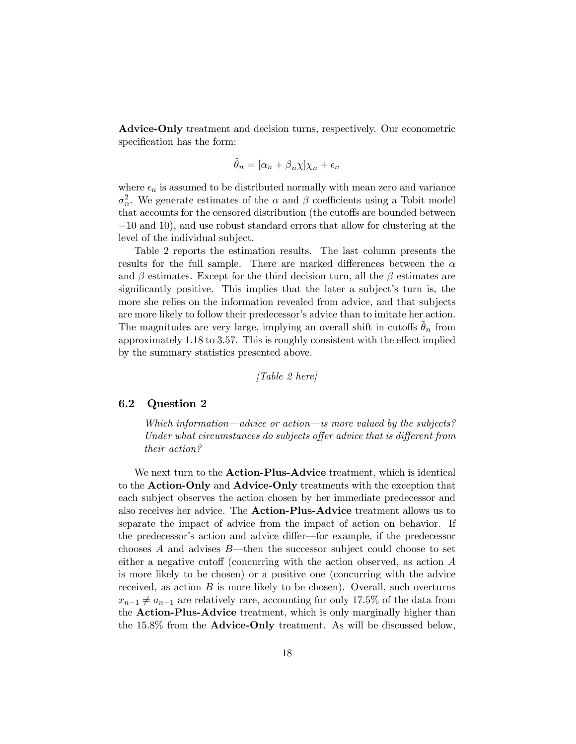**Advice-Only** treatment and decision turns, respectively. Our econometric specification has the form:

$$\tilde{\theta}_n = [\alpha_n + \beta_n \chi]\chi_n + \epsilon_n$$

where $\epsilon_n$ is assumed to be distributed normally with mean zero and variance $\sigma_n^2$. We generate estimates of the $\alpha$ and $\beta$ coefficients using a Tobit model that accounts for the censored distribution (the cutoffs are bounded between $-10$ and 10), and use robust standard errors that allow for clustering at the level of the individual subject.

Table 2 reports the estimation results. The last column presents the results for the full sample. There are marked differences between the $\alpha$ and $\beta$ estimates. Except for the third decision turn, all the $\beta$ estimates are significantly positive. This implies that the later a subject's turn is, the more she relies on the information revealed from advice, and that subjects are more likely to follow their predecessor's advice than to imitate her action. The magnitudes are very large, implying an overall shift in cutoffs $\tilde{\theta}_n$ from approximately 1.18 to 3.57. This is roughly consistent with the effect implied by the summary statistics presented above.

*[Table 2 here]*

### 6.2 Question 2

> *Which information—advice or action—is more valued by the subjects? Under what circumstances do subjects offer advice that is different from their action?*

We next turn to the **Action-Plus-Advice** treatment, which is identical to the **Action-Only** and **Advice-Only** treatments with the exception that each subject observes the action chosen by her immediate predecessor and also receives her advice. The **Action-Plus-Advice** treatment allows us to separate the impact of advice from the impact of action on behavior. If the predecessor's action and advice differ—for example, if the predecessor chooses $A$ and advises $B$—then the successor subject could choose to set either a negative cutoff (concurring with the action observed, as action $A$ is more likely to be chosen) or a positive one (concurring with the advice received, as action $B$ is more likely to be chosen). Overall, such overturns $x_{n-1} \neq a_{n-1}$ are relatively rare, accounting for only 17.5% of the data from the **Action-Plus-Advice** treatment, which is only marginally higher than the 15.8% from the **Advice-Only** treatment. As will be discussed below,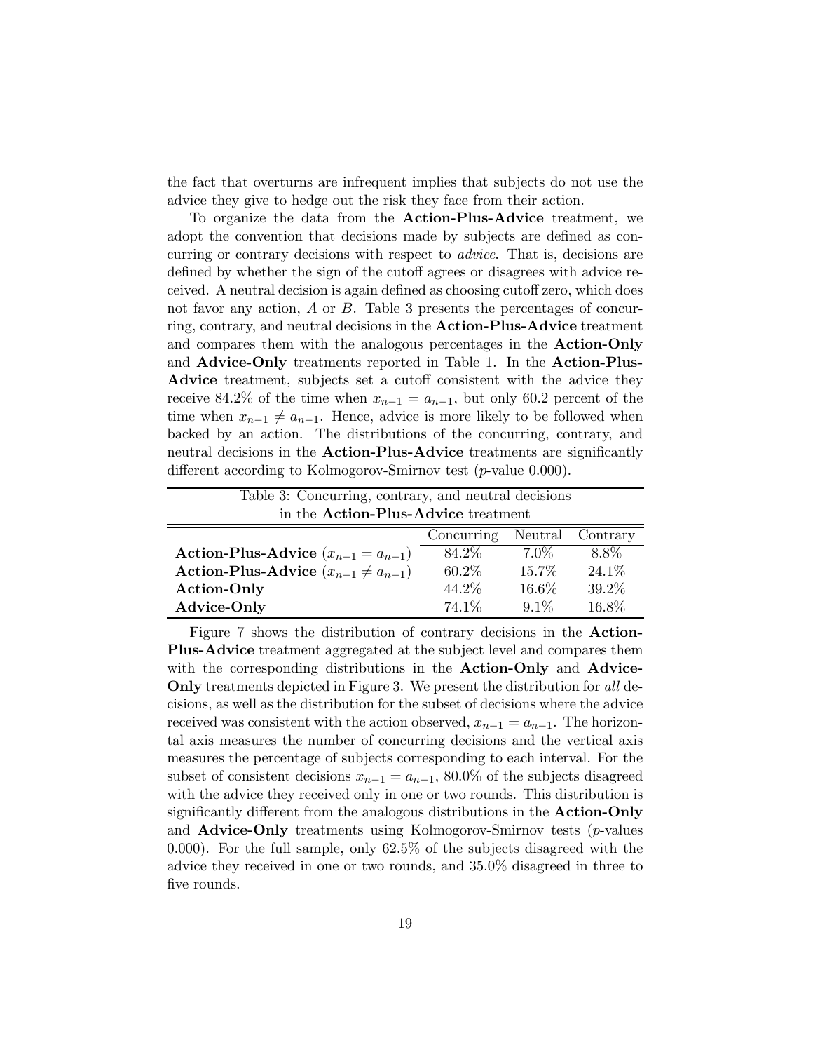the fact that overturns are infrequent implies that subjects do not use the advice they give to hedge out the risk they face from their action.

To organize the data from the **Action-Plus-Advice** treatment, we adopt the convention that decisions made by subjects are defined as concurring or contrary decisions with respect to *advice*. That is, decisions are defined by whether the sign of the cutoff agrees or disagrees with advice received. A neutral decision is again defined as choosing cutoff zero, which does not favor any action, $A$ or $B$. Table 3 presents the percentages of concurring, contrary, and neutral decisions in the **Action-Plus-Advice** treatment and compares them with the analogous percentages in the **Action-Only** and **Advice-Only** treatments reported in Table 1. In the **Action-Plus-Advice** treatment, subjects set a cutoff consistent with the advice they receive 84.2% of the time when $x_{n-1} = a_{n-1}$, but only 60.2 percent of the time when $x_{n-1} \neq a_{n-1}$. Hence, advice is more likely to be followed when backed by an action. The distributions of the concurring, contrary, and neutral decisions in the **Action-Plus-Advice** treatments are significantly different according to Kolmogorov-Smirnov test ($p$-value 0.000).

Table 3: Concurring, contrary, and neutral decisions in the **Action-Plus-Advice** treatment

| | Concurring | Neutral | Contrary |
|---|---|---|---|
| **Action-Plus-Advice** ($x_{n-1} = a_{n-1}$) | 84.2% | 7.0% | 8.8% |
| **Action-Plus-Advice** ($x_{n-1} \neq a_{n-1}$) | 60.2% | 15.7% | 24.1% |
| **Action-Only** | 44.2% | 16.6% | 39.2% |
| **Advice-Only** | 74.1% | 9.1% | 16.8% |

Figure 7 shows the distribution of contrary decisions in the **Action-Plus-Advice** treatment aggregated at the subject level and compares them with the corresponding distributions in the **Action-Only** and **Advice-Only** treatments depicted in Figure 3. We present the distribution for *all* decisions, as well as the distribution for the subset of decisions where the advice received was consistent with the action observed, $x_{n-1} = a_{n-1}$. The horizontal axis measures the number of concurring decisions and the vertical axis measures the percentage of subjects corresponding to each interval. For the subset of consistent decisions $x_{n-1} = a_{n-1}$, 80.0% of the subjects disagreed with the advice they received only in one or two rounds. This distribution is significantly different from the analogous distributions in the **Action-Only** and **Advice-Only** treatments using Kolmogorov-Smirnov tests ($p$-values 0.000). For the full sample, only 62.5% of the subjects disagreed with the advice they received in one or two rounds, and 35.0% disagreed in three to five rounds.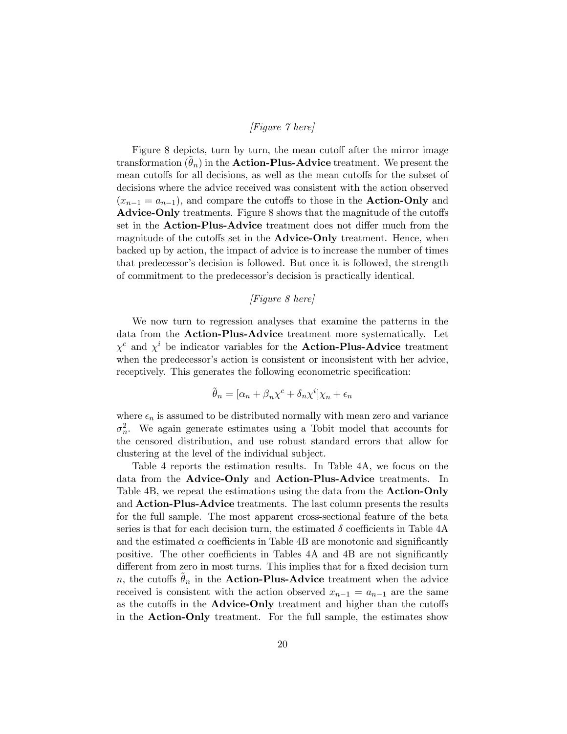*[Figure 7 here]*

Figure 8 depicts, turn by turn, the mean cutoff after the mirror image transformation ($\tilde{\theta}_n$) in the **Action-Plus-Advice** treatment. We present the mean cutoffs for all decisions, as well as the mean cutoffs for the subset of decisions where the advice received was consistent with the action observed ($x_{n-1} = a_{n-1}$), and compare the cutoffs to those in the **Action-Only** and **Advice-Only** treatments. Figure 8 shows that the magnitude of the cutoffs set in the **Action-Plus-Advice** treatment does not differ much from the magnitude of the cutoffs set in the **Advice-Only** treatment. Hence, when backed up by action, the impact of advice is to increase the number of times that predecessor's decision is followed. But once it is followed, the strength of commitment to the predecessor's decision is practically identical.

*[Figure 8 here]*

We now turn to regression analyses that examine the patterns in the data from the **Action-Plus-Advice** treatment more systematically. Let $\chi^c$ and $\chi^i$ be indicator variables for the **Action-Plus-Advice** treatment when the predecessor's action is consistent or inconsistent with her advice, receptively. This generates the following econometric specification:

$$\tilde{\theta}_n = [\alpha_n + \beta_n \chi^c + \delta_n \chi^i]\chi_n + \epsilon_n$$

where $\epsilon_n$ is assumed to be distributed normally with mean zero and variance $\sigma_n^2$. We again generate estimates using a Tobit model that accounts for the censored distribution, and use robust standard errors that allow for clustering at the level of the individual subject.

Table 4 reports the estimation results. In Table 4A, we focus on the data from the **Advice-Only** and **Action-Plus-Advice** treatments. In Table 4B, we repeat the estimations using the data from the **Action-Only** and **Action-Plus-Advice** treatments. The last column presents the results for the full sample. The most apparent cross-sectional feature of the beta series is that for each decision turn, the estimated $\delta$ coefficients in Table 4A and the estimated $\alpha$ coefficients in Table 4B are monotonic and significantly positive. The other coefficients in Tables 4A and 4B are not significantly different from zero in most turns. This implies that for a fixed decision turn $n$, the cutoffs $\tilde{\theta}_n$ in the **Action-Plus-Advice** treatment when the advice received is consistent with the action observed $x_{n-1} = a_{n-1}$ are the same as the cutoffs in the **Advice-Only** treatment and higher than the cutoffs in the **Action-Only** treatment. For the full sample, the estimates show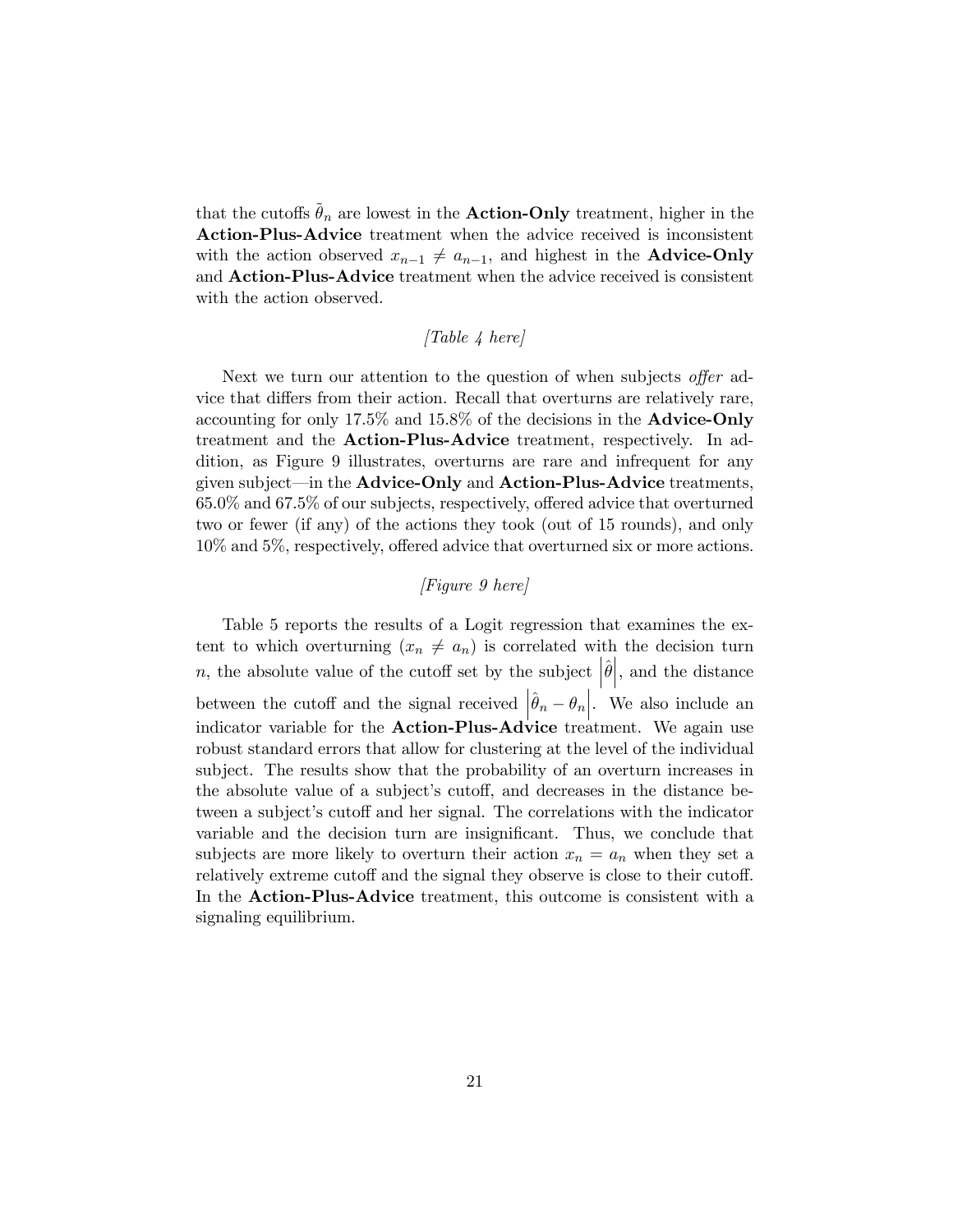that the cutoffs $\tilde{\theta}_n$ are lowest in the **Action-Only** treatment, higher in the **Action-Plus-Advice** treatment when the advice received is inconsistent with the action observed $x_{n-1} \neq a_{n-1}$, and highest in the **Advice-Only** and **Action-Plus-Advice** treatment when the advice received is consistent with the action observed.

*[Table 4 here]*

Next we turn our attention to the question of when subjects *offer* advice that differs from their action. Recall that overturns are relatively rare, accounting for only 17.5% and 15.8% of the decisions in the **Advice-Only** treatment and the **Action-Plus-Advice** treatment, respectively. In addition, as Figure 9 illustrates, overturns are rare and infrequent for any given subject—in the **Advice-Only** and **Action-Plus-Advice** treatments, 65.0% and 67.5% of our subjects, respectively, offered advice that overturned two or fewer (if any) of the actions they took (out of 15 rounds), and only 10% and 5%, respectively, offered advice that overturned six or more actions.

*[Figure 9 here]*

Table 5 reports the results of a Logit regression that examines the extent to which overturning ($x_n \neq a_n$) is correlated with the decision turn $n$, the absolute value of the cutoff set by the subject $\left|\hat{\theta}\right|$, and the distance between the cutoff and the signal received $\left|\hat{\theta}_n - \theta_n\right|$. We also include an indicator variable for the **Action-Plus-Advice** treatment. We again use robust standard errors that allow for clustering at the level of the individual subject. The results show that the probability of an overturn increases in the absolute value of a subject's cutoff, and decreases in the distance between a subject's cutoff and her signal. The correlations with the indicator variable and the decision turn are insignificant. Thus, we conclude that subjects are more likely to overturn their action $x_n = a_n$ when they set a relatively extreme cutoff and the signal they observe is close to their cutoff. In the **Action-Plus-Advice** treatment, this outcome is consistent with a signaling equilibrium.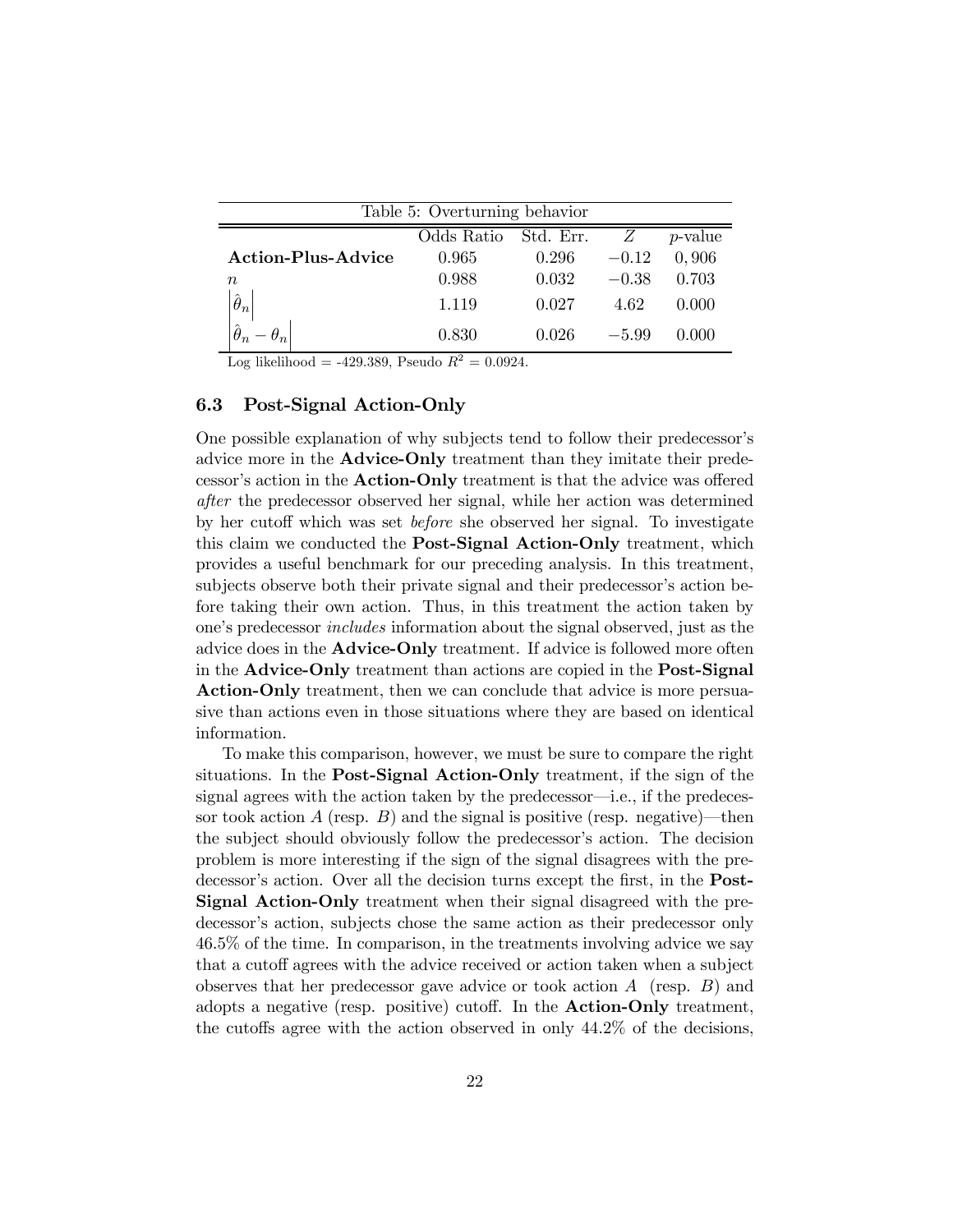Table 5: Overturning behavior

| | Odds Ratio | Std. Err. | $Z$ | $p$-value |
|---|---|---|---|---|
| **Action-Plus-Advice** | 0.965 | 0.296 | $-0.12$ | 0, 906 |
| $n$ | 0.988 | 0.032 | $-0.38$ | 0.703 |
| $\left\|\hat{\theta}_n\right\|$ | 1.119 | 0.027 | 4.62 | 0.000 |
| $\left\|\hat{\theta}_n - \theta_n\right\|$ | 0.830 | 0.026 | $-5.99$ | 0.000 |

Log likelihood = -429.389, Pseudo $R^2$ = 0.0924.

### 6.3 Post-Signal Action-Only

One possible explanation of why subjects tend to follow their predecessor's advice more in the **Advice-Only** treatment than they imitate their predecessor's action in the **Action-Only** treatment is that the advice was offered *after* the predecessor observed her signal, while her action was determined by her cutoff which was set *before* she observed her signal. To investigate this claim we conducted the **Post-Signal Action-Only** treatment, which provides a useful benchmark for our preceding analysis. In this treatment, subjects observe both their private signal and their predecessor's action before taking their own action. Thus, in this treatment the action taken by one's predecessor *includes* information about the signal observed, just as the advice does in the **Advice-Only** treatment. If advice is followed more often in the **Advice-Only** treatment than actions are copied in the **Post-Signal Action-Only** treatment, then we can conclude that advice is more persuasive than actions even in those situations where they are based on identical information.

To make this comparison, however, we must be sure to compare the right situations. In the **Post-Signal Action-Only** treatment, if the sign of the signal agrees with the action taken by the predecessor—i.e., if the predecessor took action $A$ (resp. $B$) and the signal is positive (resp. negative)—then the subject should obviously follow the predecessor's action. The decision problem is more interesting if the sign of the signal disagrees with the predecessor's action. Over all the decision turns except the first, in the **Post-Signal Action-Only** treatment when their signal disagreed with the predecessor's action, subjects chose the same action as their predecessor only 46.5% of the time. In comparison, in the treatments involving advice we say that a cutoff agrees with the advice received or action taken when a subject observes that her predecessor gave advice or took action $A$ (resp. $B$) and adopts a negative (resp. positive) cutoff. In the **Action-Only** treatment, the cutoffs agree with the action observed in only 44.2% of the decisions,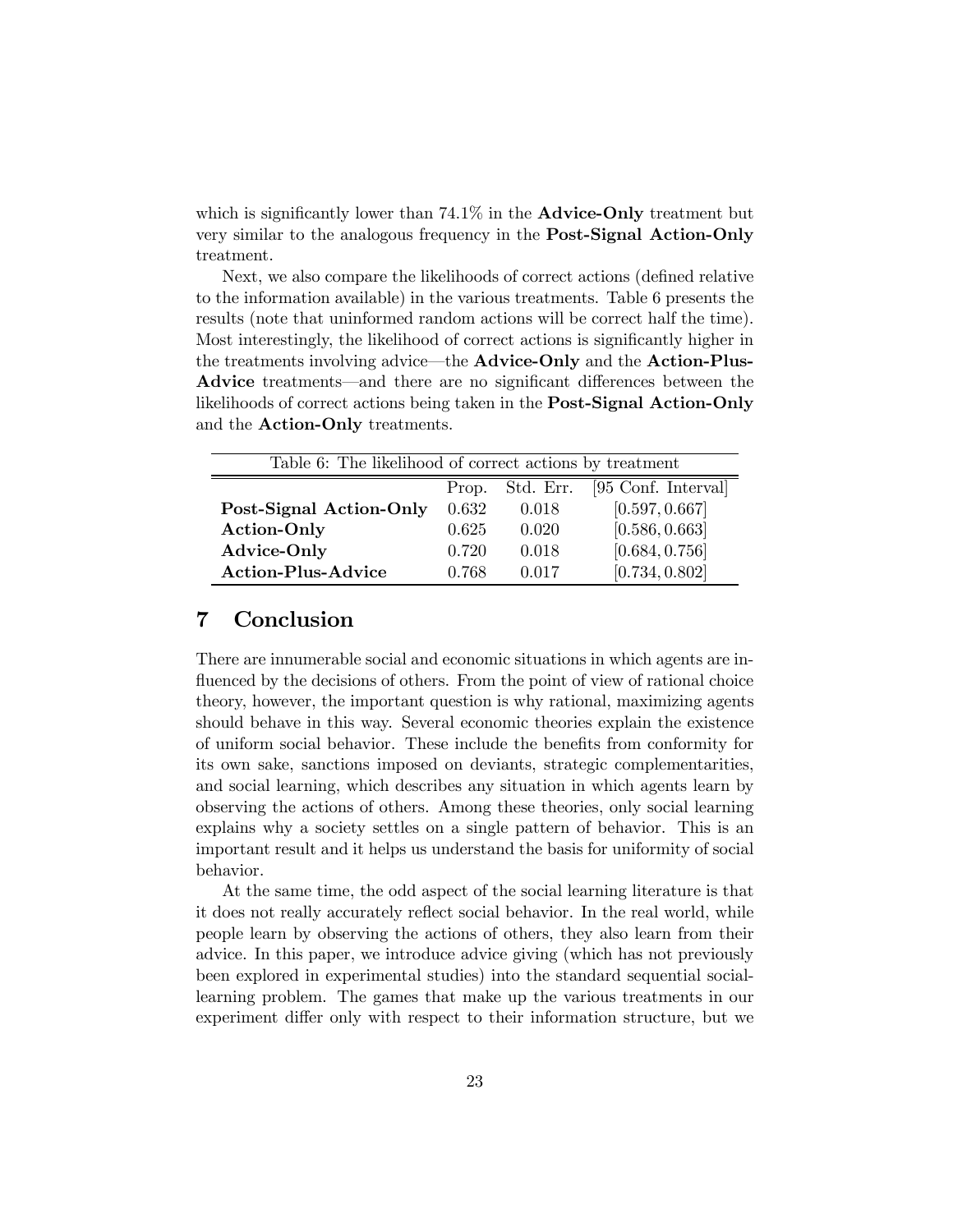which is significantly lower than 74.1% in the **Advice-Only** treatment but very similar to the analogous frequency in the **Post-Signal Action-Only** treatment.

Next, we also compare the likelihoods of correct actions (defined relative to the information available) in the various treatments. Table 6 presents the results (note that uninformed random actions will be correct half the time). Most interestingly, the likelihood of correct actions is significantly higher in the treatments involving advice—the **Advice-Only** and the **Action-Plus-Advice** treatments—and there are no significant differences between the likelihoods of correct actions being taken in the **Post-Signal Action-Only** and the **Action-Only** treatments.

Table 6: The likelihood of correct actions by treatment

| | Prop. | Std. Err. | [95 Conf. Interval] |
|---|---|---|---|
| **Post-Signal Action-Only** | 0.632 | 0.018 | [0.597, 0.667] |
| **Action-Only** | 0.625 | 0.020 | [0.586, 0.663] |
| **Advice-Only** | 0.720 | 0.018 | [0.684, 0.756] |
| **Action-Plus-Advice** | 0.768 | 0.017 | [0.734, 0.802] |

## 7 Conclusion

There are innumerable social and economic situations in which agents are influenced by the decisions of others. From the point of view of rational choice theory, however, the important question is why rational, maximizing agents should behave in this way. Several economic theories explain the existence of uniform social behavior. These include the benefits from conformity for its own sake, sanctions imposed on deviants, strategic complementarities, and social learning, which describes any situation in which agents learn by observing the actions of others. Among these theories, only social learning explains why a society settles on a single pattern of behavior. This is an important result and it helps us understand the basis for uniformity of social behavior.

At the same time, the odd aspect of the social learning literature is that it does not really accurately reflect social behavior. In the real world, while people learn by observing the actions of others, they also learn from their advice. In this paper, we introduce advice giving (which has not previously been explored in experimental studies) into the standard sequential social-learning problem. The games that make up the various treatments in our experiment differ only with respect to their information structure, but we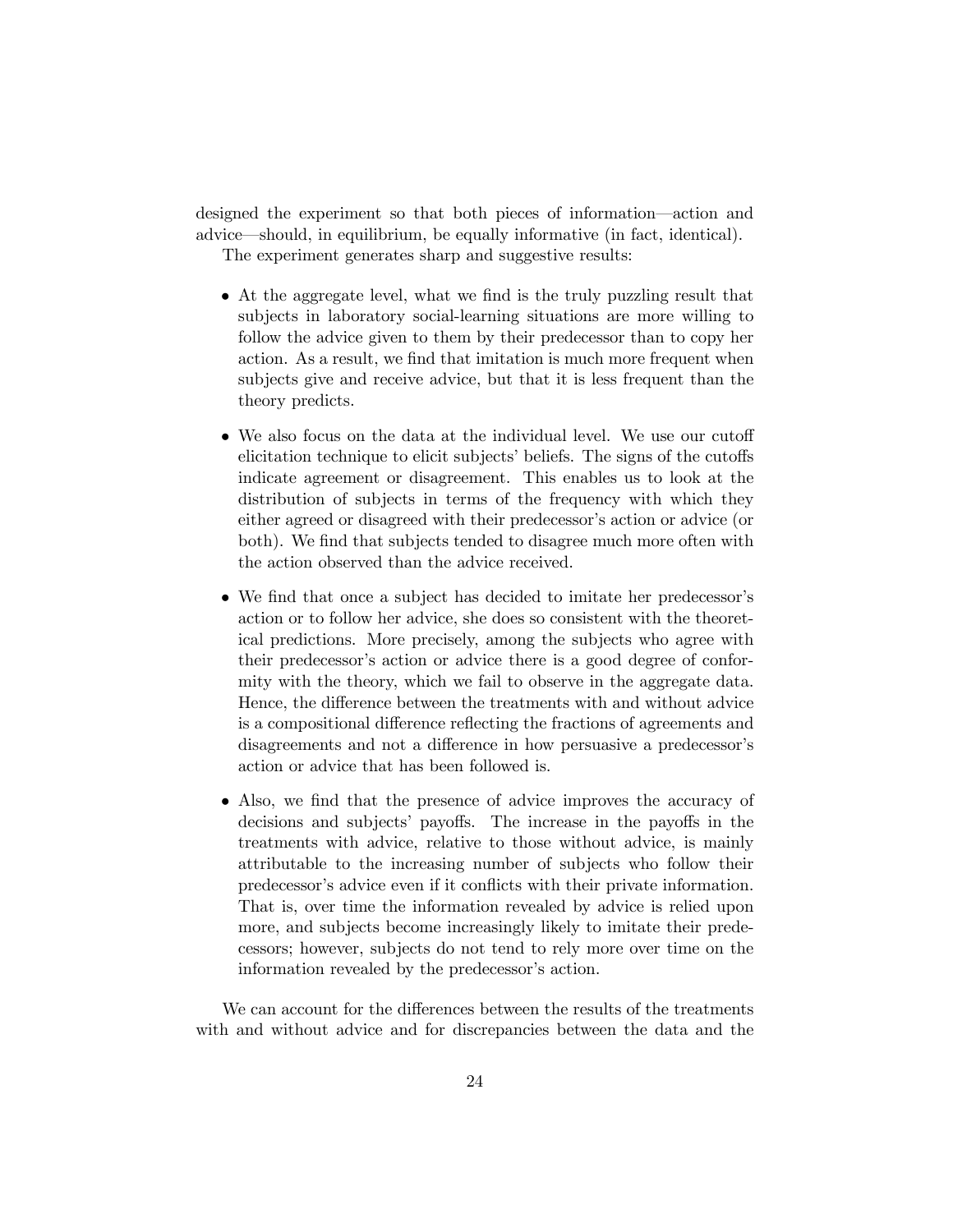designed the experiment so that both pieces of information—action and advice—should, in equilibrium, be equally informative (in fact, identical).

The experiment generates sharp and suggestive results:

- At the aggregate level, what we find is the truly puzzling result that subjects in laboratory social-learning situations are more willing to follow the advice given to them by their predecessor than to copy her action. As a result, we find that imitation is much more frequent when subjects give and receive advice, but that it is less frequent than the theory predicts.
- We also focus on the data at the individual level. We use our cutoff elicitation technique to elicit subjects' beliefs. The signs of the cutoffs indicate agreement or disagreement. This enables us to look at the distribution of subjects in terms of the frequency with which they either agreed or disagreed with their predecessor's action or advice (or both). We find that subjects tended to disagree much more often with the action observed than the advice received.
- We find that once a subject has decided to imitate her predecessor's action or to follow her advice, she does so consistent with the theoretical predictions. More precisely, among the subjects who agree with their predecessor's action or advice there is a good degree of conformity with the theory, which we fail to observe in the aggregate data. Hence, the difference between the treatments with and without advice is a compositional difference reflecting the fractions of agreements and disagreements and not a difference in how persuasive a predecessor's action or advice that has been followed is.
- Also, we find that the presence of advice improves the accuracy of decisions and subjects' payoffs. The increase in the payoffs in the treatments with advice, relative to those without advice, is mainly attributable to the increasing number of subjects who follow their predecessor's advice even if it conflicts with their private information. That is, over time the information revealed by advice is relied upon more, and subjects become increasingly likely to imitate their predecessors; however, subjects do not tend to rely more over time on the information revealed by the predecessor's action.

We can account for the differences between the results of the treatments with and without advice and for discrepancies between the data and the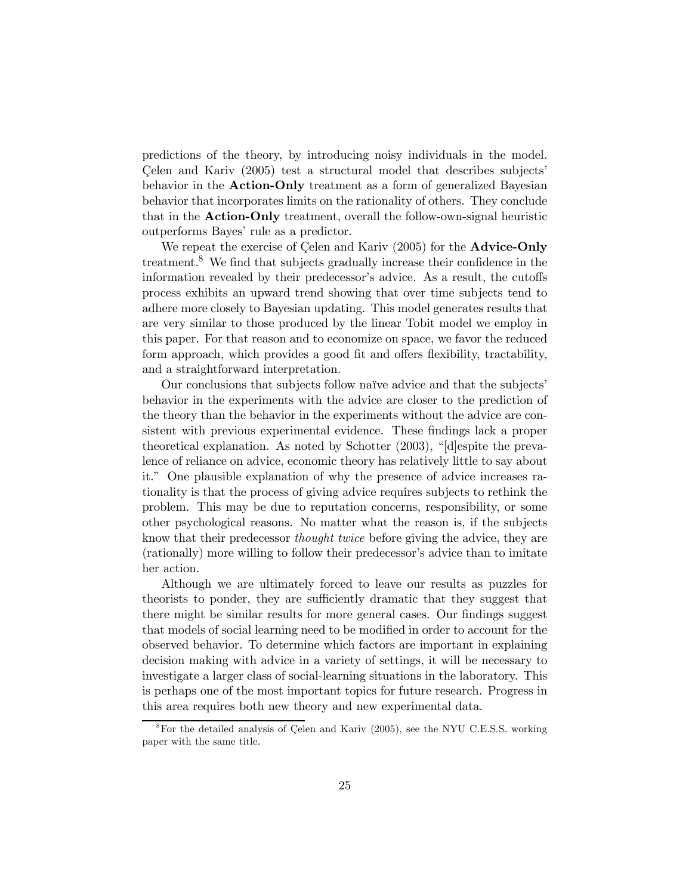predictions of the theory, by introducing noisy individuals in the model. Çelen and Kariv (2005) test a structural model that describes subjects' behavior in the **Action-Only** treatment as a form of generalized Bayesian behavior that incorporates limits on the rationality of others. They conclude that in the **Action-Only** treatment, overall the follow-own-signal heuristic outperforms Bayes' rule as a predictor.

We repeat the exercise of Çelen and Kariv (2005) for the **Advice-Only** treatment.[8] We find that subjects gradually increase their confidence in the information revealed by their predecessor's advice. As a result, the cutoffs process exhibits an upward trend showing that over time subjects tend to adhere more closely to Bayesian updating. This model generates results that are very similar to those produced by the linear Tobit model we employ in this paper. For that reason and to economize on space, we favor the reduced form approach, which provides a good fit and offers flexibility, tractability, and a straightforward interpretation.

Our conclusions that subjects follow naïve advice and that the subjects' behavior in the experiments with the advice are closer to the prediction of the theory than the behavior in the experiments without the advice are consistent with previous experimental evidence. These findings lack a proper theoretical explanation. As noted by Schotter (2003), "[d]espite the prevalence of reliance on advice, economic theory has relatively little to say about it." One plausible explanation of why the presence of advice increases rationality is that the process of giving advice requires subjects to rethink the problem. This may be due to reputation concerns, responsibility, or some other psychological reasons. No matter what the reason is, if the subjects know that their predecessor *thought twice* before giving the advice, they are (rationally) more willing to follow their predecessor's advice than to imitate her action.

Although we are ultimately forced to leave our results as puzzles for theorists to ponder, they are sufficiently dramatic that they suggest that there might be similar results for more general cases. Our findings suggest that models of social learning need to be modified in order to account for the observed behavior. To determine which factors are important in explaining decision making with advice in a variety of settings, it will be necessary to investigate a larger class of social-learning situations in the laboratory. This is perhaps one of the most important topics for future research. Progress in this area requires both new theory and new experimental data.

[8] For the detailed analysis of Çelen and Kariv (2005), see the NYU C.E.S.S. working paper with the same title.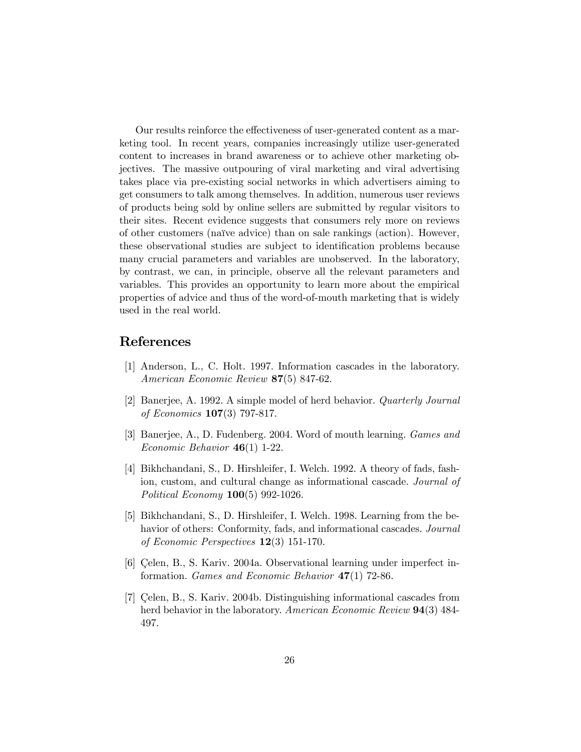Our results reinforce the effectiveness of user-generated content as a marketing tool. In recent years, companies increasingly utilize user-generated content to increases in brand awareness or to achieve other marketing objectives. The massive outpouring of viral marketing and viral advertising takes place via pre-existing social networks in which advertisers aiming to get consumers to talk among themselves. In addition, numerous user reviews of products being sold by online sellers are submitted by regular visitors to their sites. Recent evidence suggests that consumers rely more on reviews of other customers (naïve advice) than on sale rankings (action). However, these observational studies are subject to identification problems because many crucial parameters and variables are unobserved. In the laboratory, by contrast, we can, in principle, observe all the relevant parameters and variables. This provides an opportunity to learn more about the empirical properties of advice and thus of the word-of-mouth marketing that is widely used in the real world.

## References

[1] Anderson, L., C. Holt. 1997. Information cascades in the laboratory. *American Economic Review* **87**(5) 847-62.

[2] Banerjee, A. 1992. A simple model of herd behavior. *Quarterly Journal of Economics* **107**(3) 797-817.

[3] Banerjee, A., D. Fudenberg. 2004. Word of mouth learning. *Games and Economic Behavior* **46**(1) 1-22.

[4] Bikhchandani, S., D. Hirshleifer, I. Welch. 1992. A theory of fads, fashion, custom, and cultural change as informational cascade. *Journal of Political Economy* **100**(5) 992-1026.

[5] Bikhchandani, S., D. Hirshleifer, I. Welch. 1998. Learning from the behavior of others: Conformity, fads, and informational cascades. *Journal of Economic Perspectives* **12**(3) 151-170.

[6] Çelen, B., S. Kariv. 2004a. Observational learning under imperfect information. *Games and Economic Behavior* **47**(1) 72-86.

[7] Çelen, B., S. Kariv. 2004b. Distinguishing informational cascades from herd behavior in the laboratory. *American Economic Review* **94**(3) 484-497.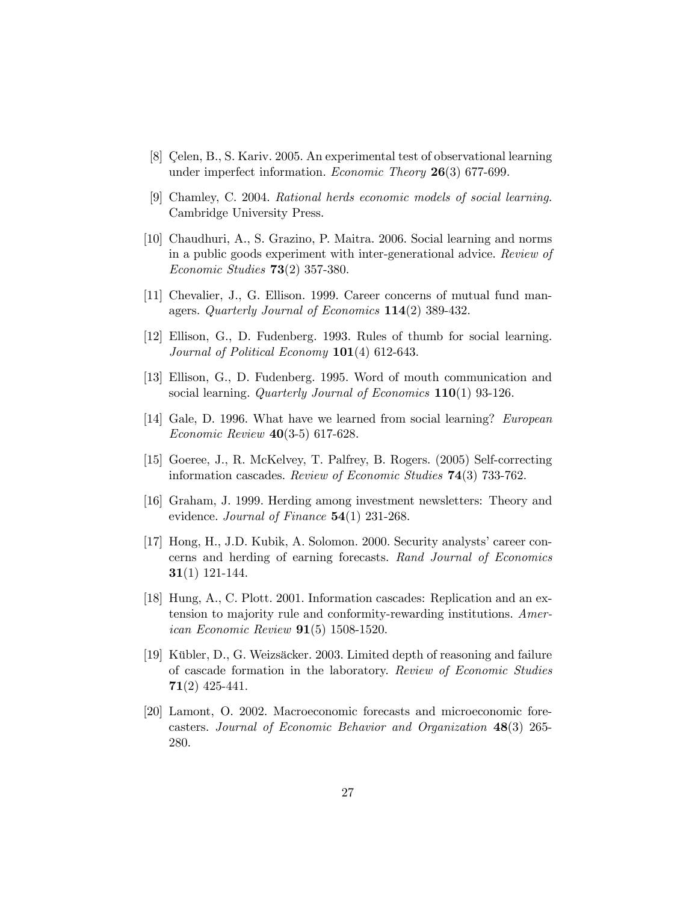[8] Çelen, B., S. Kariv. 2005. An experimental test of observational learning under imperfect information. *Economic Theory* **26**(3) 677-699.

[9] Chamley, C. 2004. *Rational herds economic models of social learning*. Cambridge University Press.

[10] Chaudhuri, A., S. Grazino, P. Maitra. 2006. Social learning and norms in a public goods experiment with inter-generational advice. *Review of Economic Studies* **73**(2) 357-380.

[11] Chevalier, J., G. Ellison. 1999. Career concerns of mutual fund managers. *Quarterly Journal of Economics* **114**(2) 389-432.

[12] Ellison, G., D. Fudenberg. 1993. Rules of thumb for social learning. *Journal of Political Economy* **101**(4) 612-643.

[13] Ellison, G., D. Fudenberg. 1995. Word of mouth communication and social learning. *Quarterly Journal of Economics* **110**(1) 93-126.

[14] Gale, D. 1996. What have we learned from social learning? *European Economic Review* **40**(3-5) 617-628.

[15] Goeree, J., R. McKelvey, T. Palfrey, B. Rogers. (2005) Self-correcting information cascades. *Review of Economic Studies* **74**(3) 733-762.

[16] Graham, J. 1999. Herding among investment newsletters: Theory and evidence. *Journal of Finance* **54**(1) 231-268.

[17] Hong, H., J.D. Kubik, A. Solomon. 2000. Security analysts' career concerns and herding of earning forecasts. *Rand Journal of Economics* **31**(1) 121-144.

[18] Hung, A., C. Plott. 2001. Information cascades: Replication and an extension to majority rule and conformity-rewarding institutions. *American Economic Review* **91**(5) 1508-1520.

[19] Kübler, D., G. Weizsäcker. 2003. Limited depth of reasoning and failure of cascade formation in the laboratory. *Review of Economic Studies* **71**(2) 425-441.

[20] Lamont, O. 2002. Macroeconomic forecasts and microeconomic forecasters. *Journal of Economic Behavior and Organization* **48**(3) 265-280.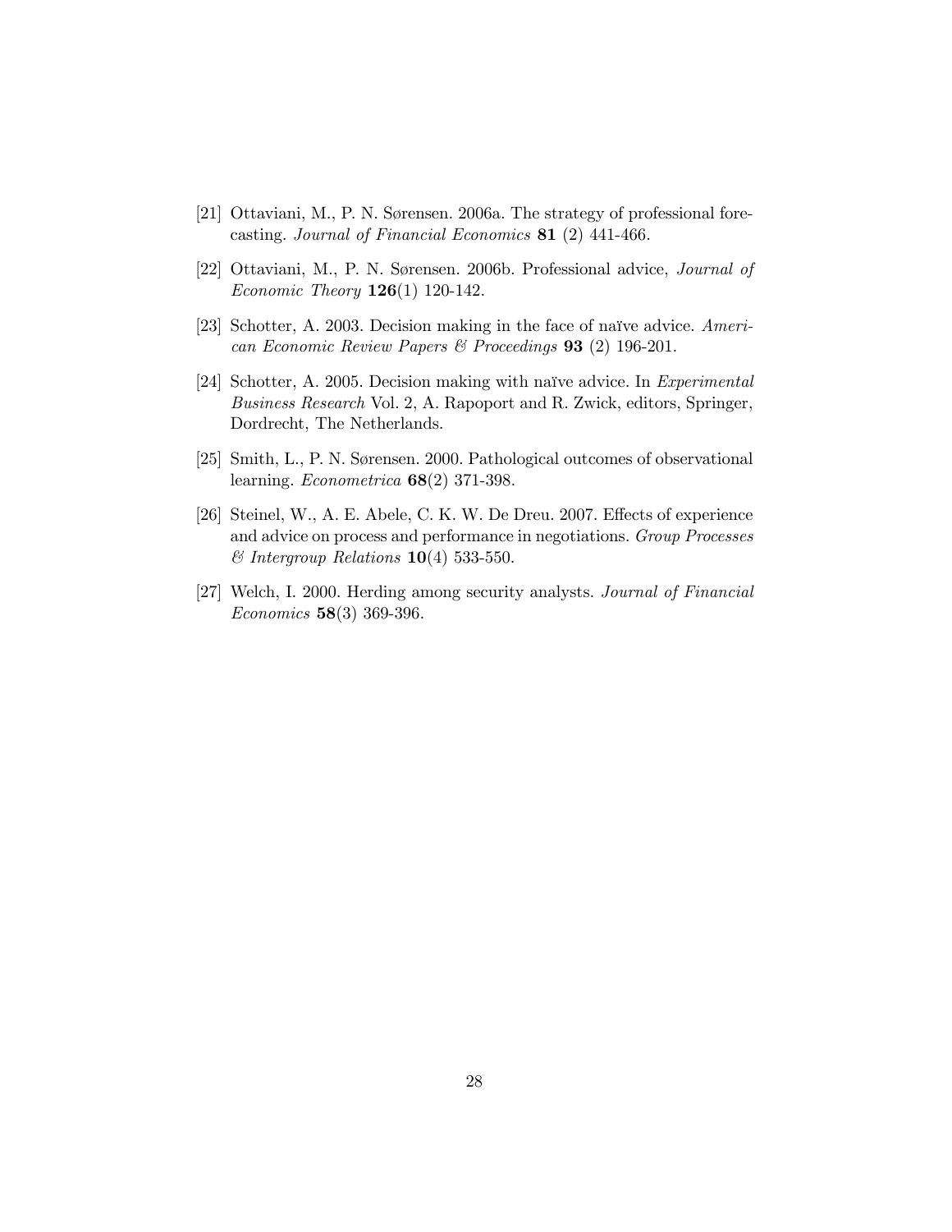[21] Ottaviani, M., P. N. Sørensen. 2006a. The strategy of professional forecasting. *Journal of Financial Economics* **81** (2) 441-466.

[22] Ottaviani, M., P. N. Sørensen. 2006b. Professional advice, *Journal of Economic Theory* **126**(1) 120-142.

[23] Schotter, A. 2003. Decision making in the face of naïve advice. *American Economic Review Papers & Proceedings* **93** (2) 196-201.

[24] Schotter, A. 2005. Decision making with naïve advice. In *Experimental Business Research* Vol. 2, A. Rapoport and R. Zwick, editors, Springer, Dordrecht, The Netherlands.

[25] Smith, L., P. N. Sørensen. 2000. Pathological outcomes of observational learning. *Econometrica* **68**(2) 371-398.

[26] Steinel, W., A. E. Abele, C. K. W. De Dreu. 2007. Effects of experience and advice on process and performance in negotiations. *Group Processes & Intergroup Relations* **10**(4) 533-550.

[27] Welch, I. 2000. Herding among security analysts. *Journal of Financial Economics* **58**(3) 369-396.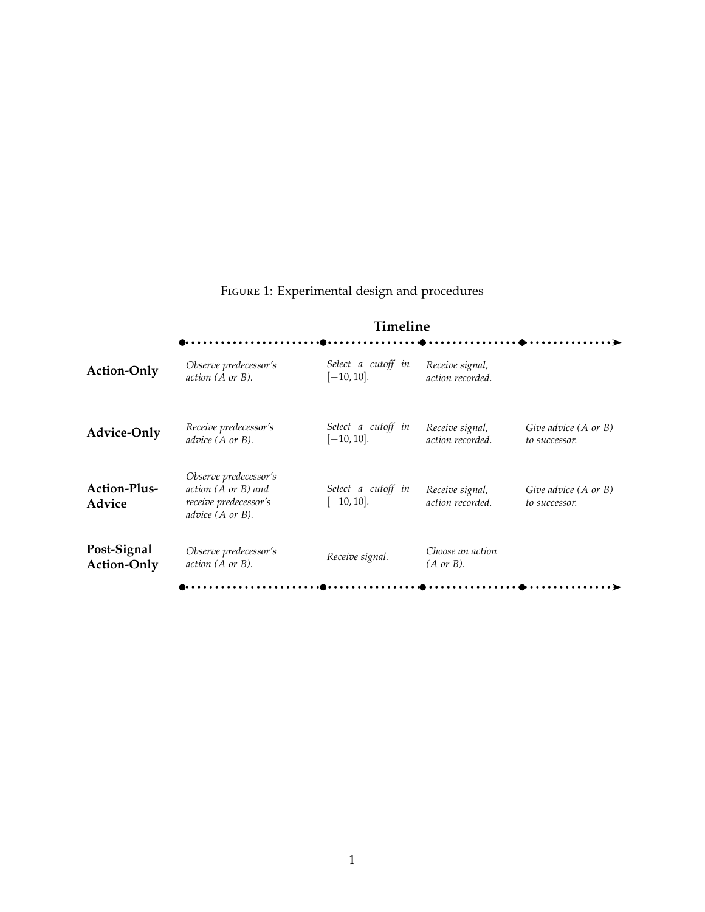Figure 1: Experimental design and procedures

| | Timeline | | | |
|---|---|---|---|---|
| **Action-Only** | *Observe predecessor's action (A or B).* | *Select a cutoff in* $[-10, 10]$. | *Receive signal, action recorded.* | |
| **Advice-Only** | *Receive predecessor's advice (A or B).* | *Select a cutoff in* $[-10, 10]$. | *Receive signal, action recorded.* | *Give advice (A or B) to successor.* |
| **Action-Plus-Advice** | *Observe predecessor's action (A or B) and receive predecessor's advice (A or B).* | *Select a cutoff in* $[-10, 10]$. | *Receive signal, action recorded.* | *Give advice (A or B) to successor.* |
| **Post-Signal Action-Only** | *Observe predecessor's action (A or B).* | *Receive signal.* | *Choose an action (A or B).* | |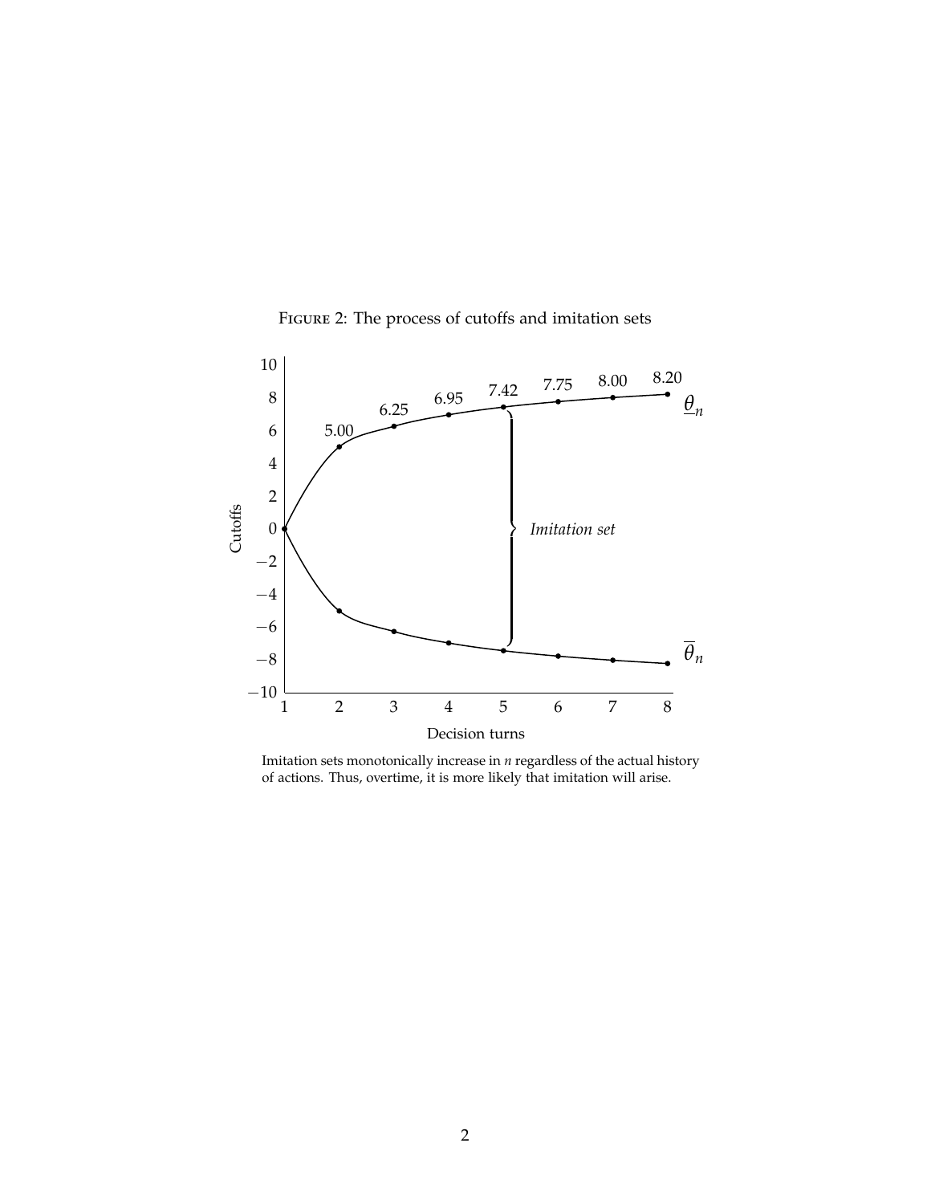Figure 2: The process of cutoffs and imitation sets

Imitation sets monotonically increase in $n$ regardless of the actual history of actions. Thus, overtime, it is more likely that imitation will arise.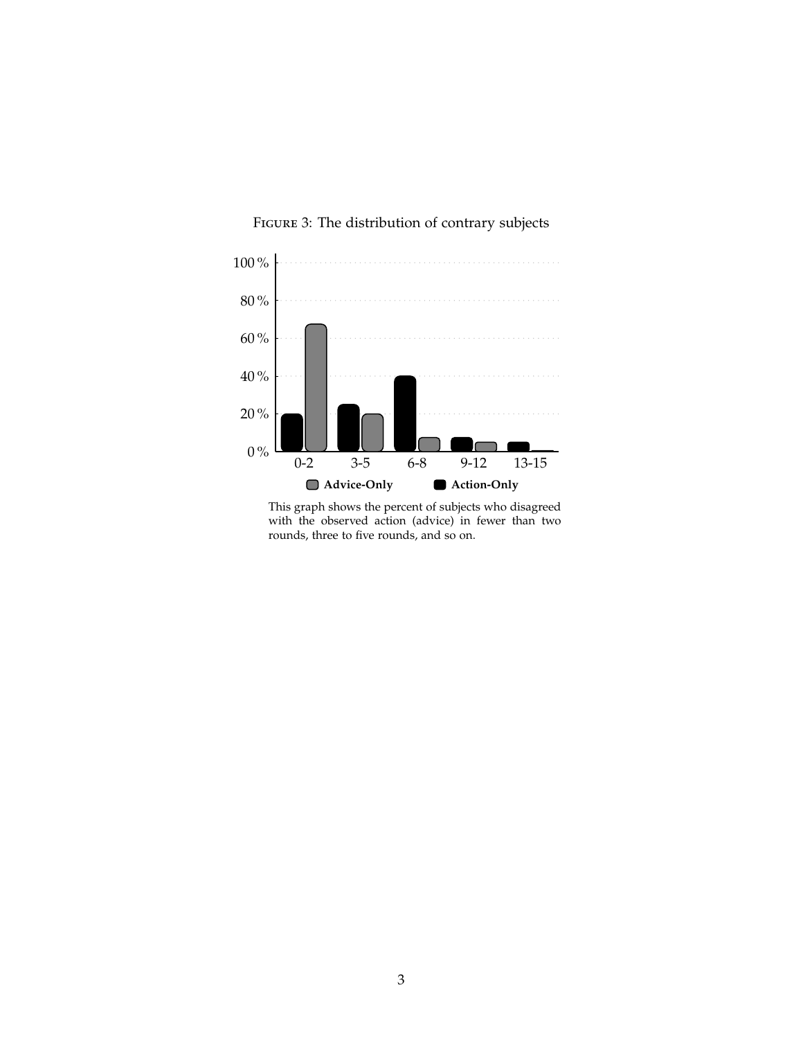Figure 3: The distribution of contrary subjects

This graph shows the percent of subjects who disagreed with the observed action (advice) in fewer than two rounds, three to five rounds, and so on.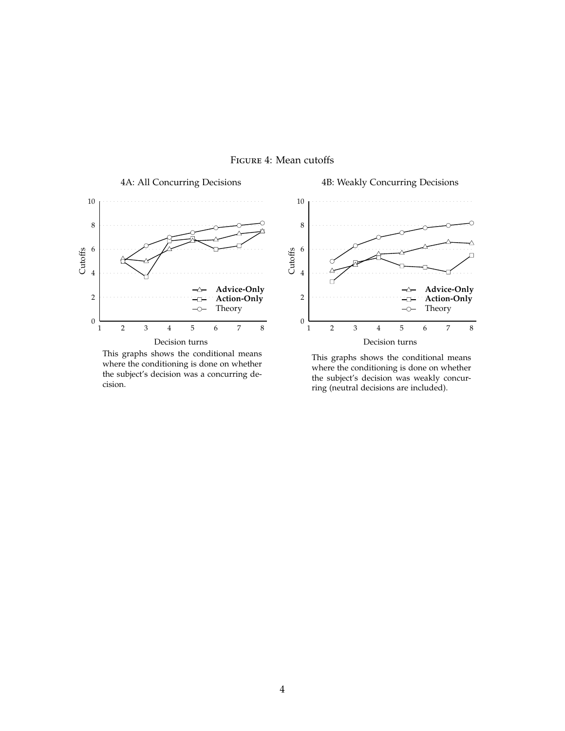Figure 4: Mean cutoffs

4A: All Concurring Decisions

This graphs shows the conditional means where the conditioning is done on whether the subject's decision was a concurring decision.

4B: Weakly Concurring Decisions

This graphs shows the conditional means where the conditioning is done on whether the subject's decision was weakly concurring (neutral decisions are included).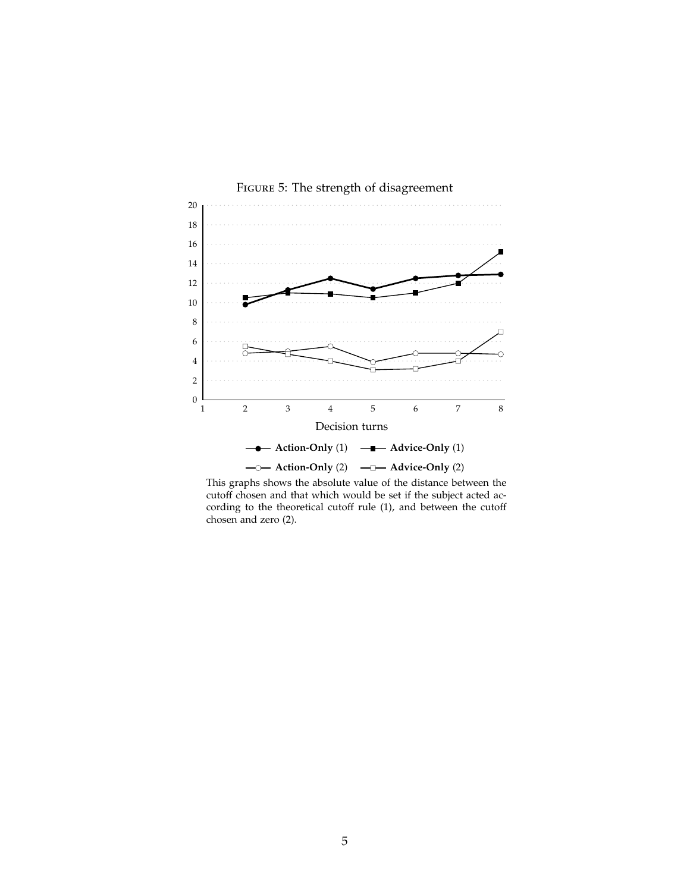FIGURE 5: The strength of disagreement

This graphs shows the absolute value of the distance between the cutoff chosen and that which would be set if the subject acted according to the theoretical cutoff rule (1), and between the cutoff chosen and zero (2).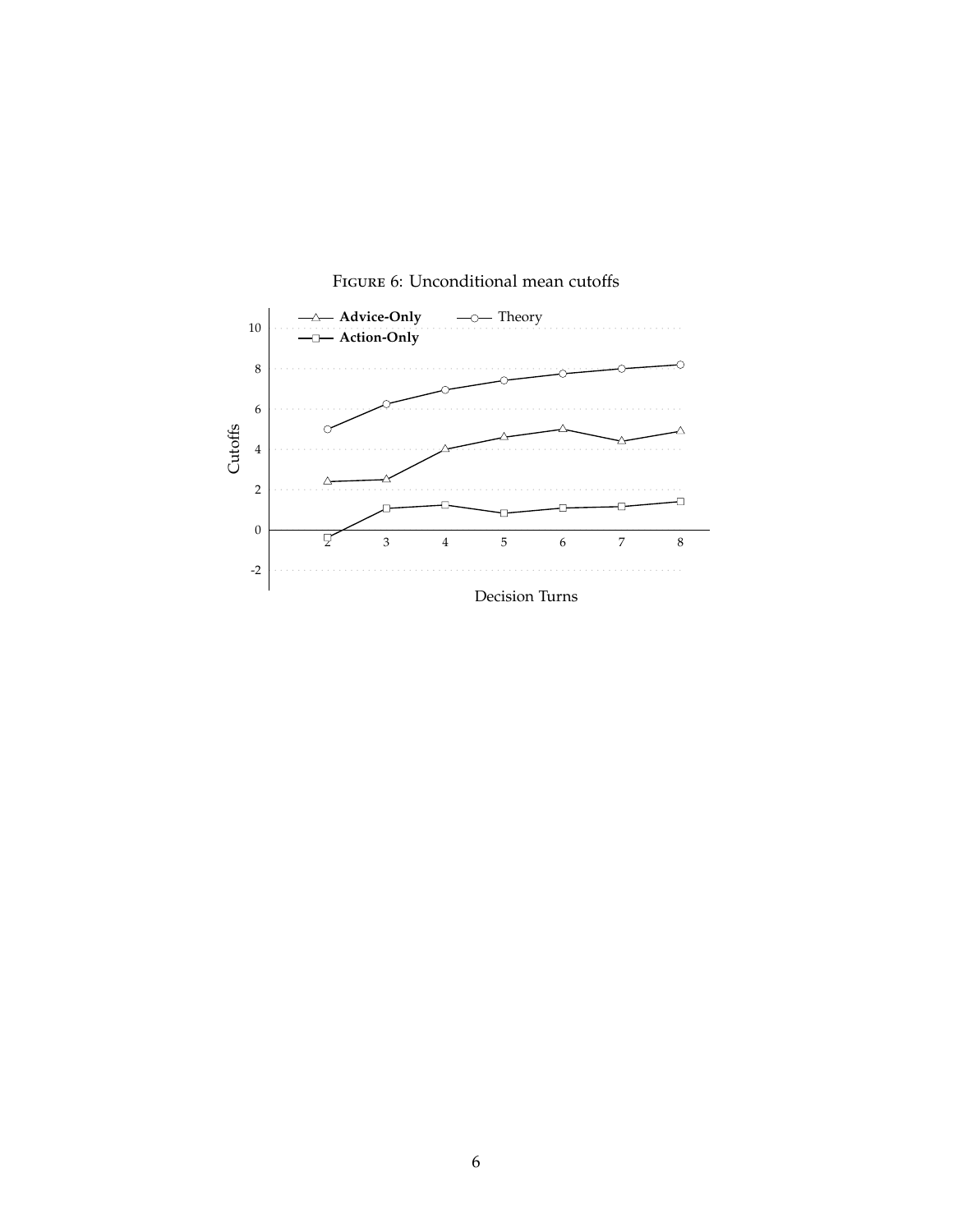Figure 6: Unconditional mean cutoffs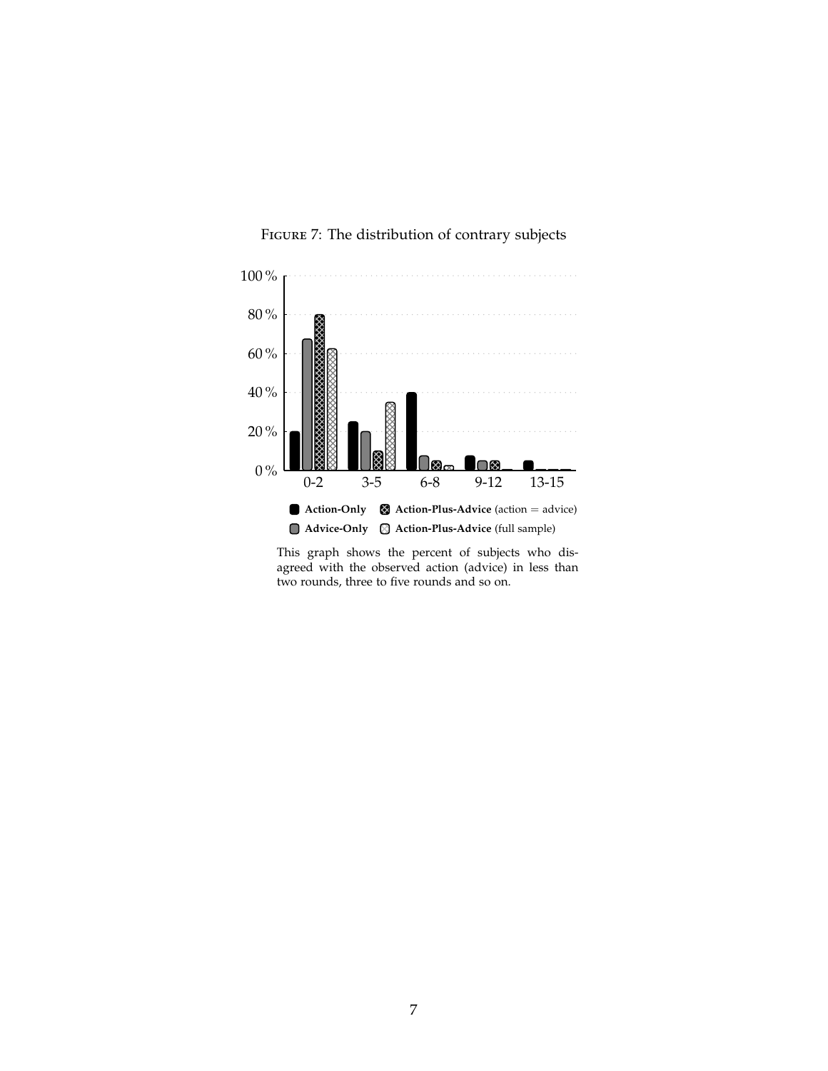Figure 7: The distribution of contrary subjects

This graph shows the percent of subjects who disagreed with the observed action (advice) in less than two rounds, three to five rounds and so on.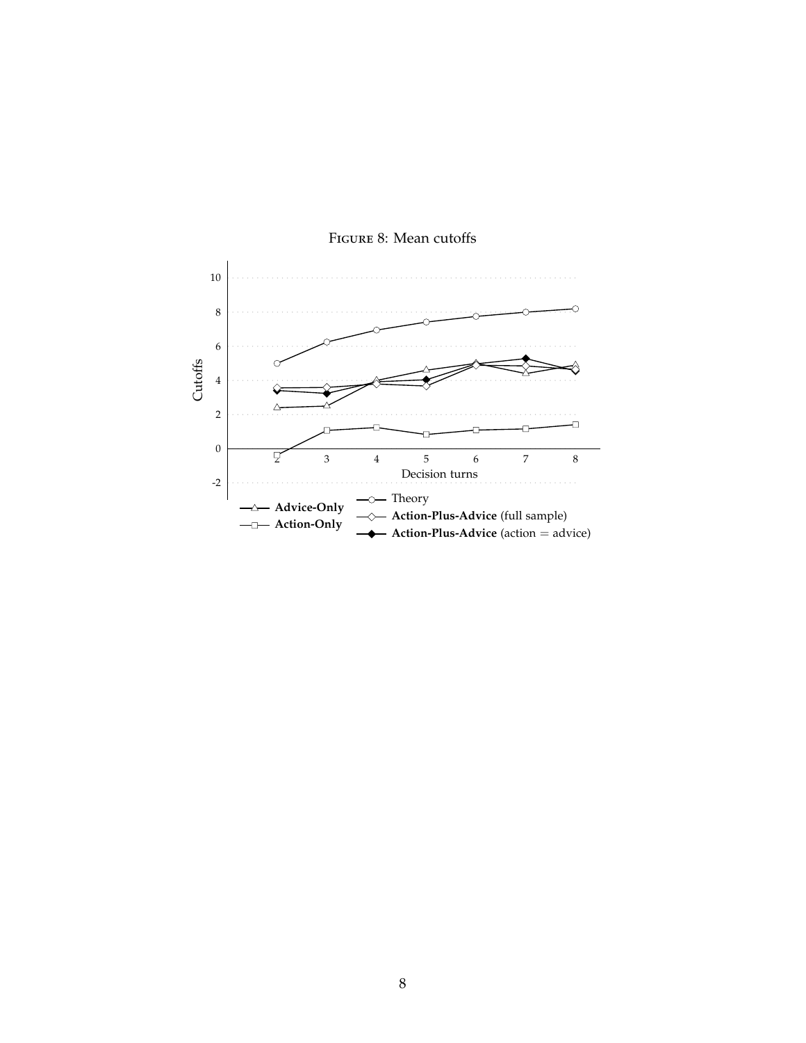Figure 8: Mean cutoffs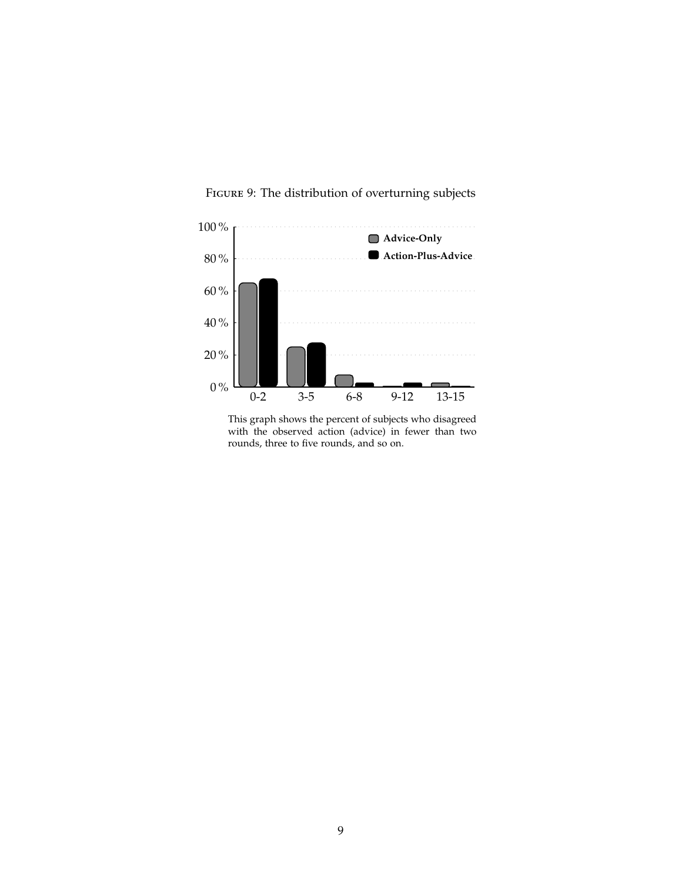Figure 9: The distribution of overturning subjects

100 %
80 %
60 %
40 %
20 %
0 %

Advice-Only
Action-Plus-Advice

0-2
3-5
6-8
9-12
13-15

This graph shows the percent of subjects who disagreed with the observed action (advice) in fewer than two rounds, three to five rounds, and so on.